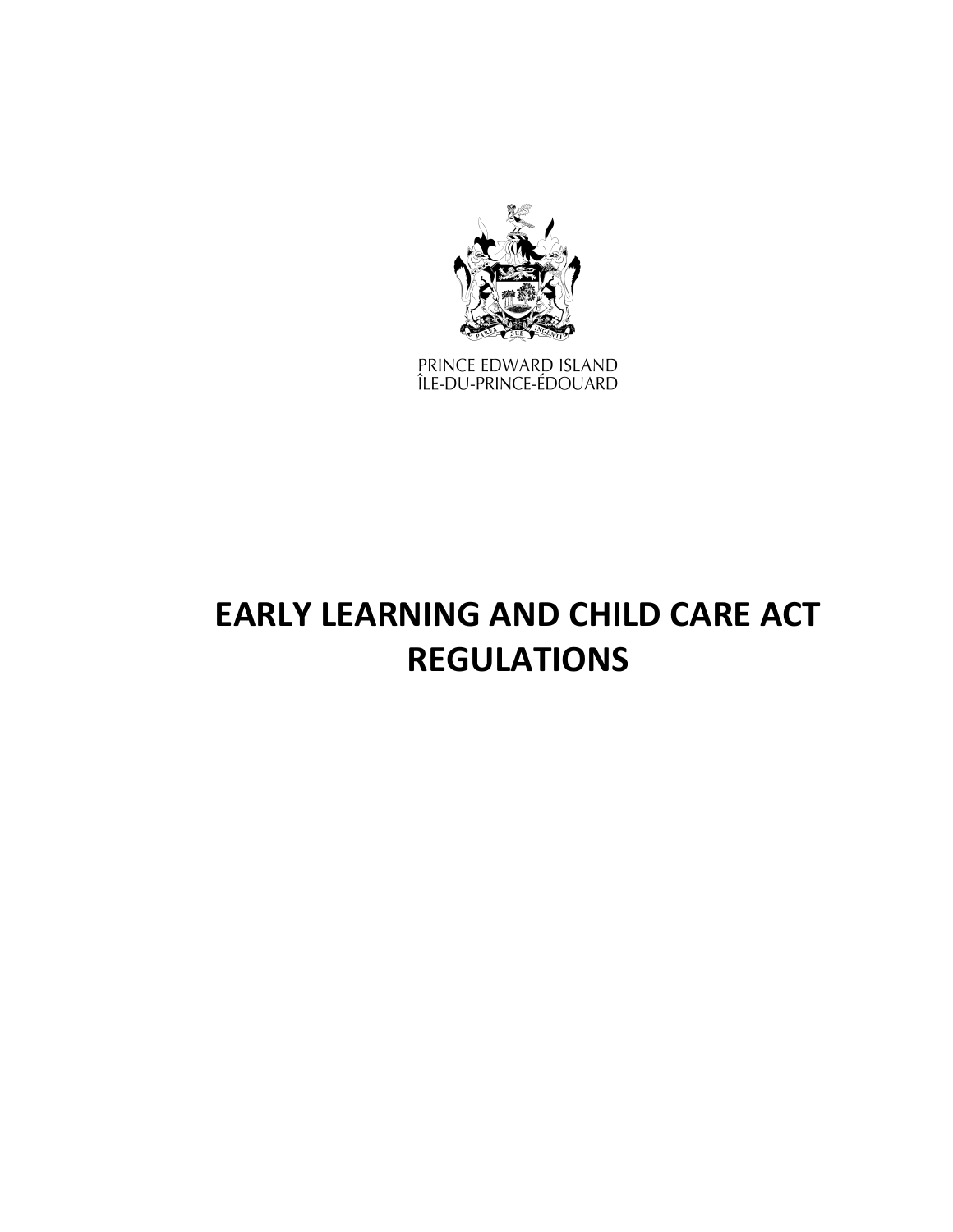PRINCE EDWARD ISLAND
ÎLE-DU-PRINCE-ÉDOUARD

# EARLY LEARNING AND CHILD CARE ACT
# REGULATIONS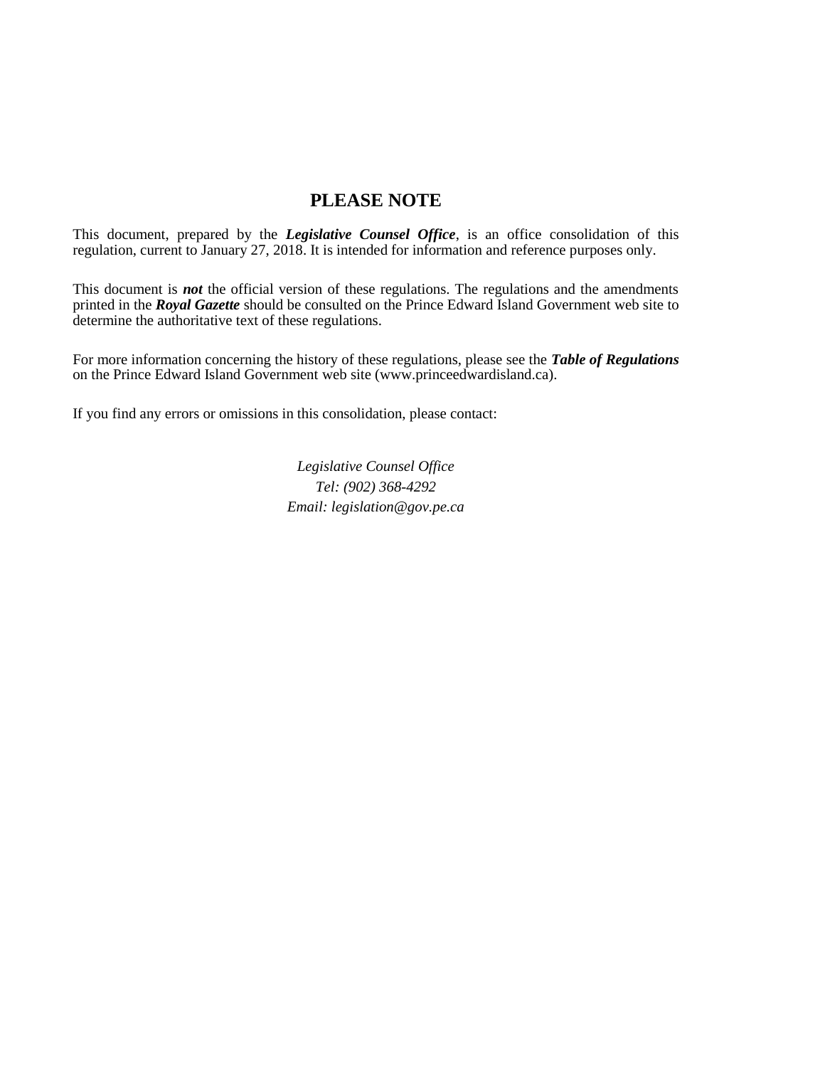# PLEASE NOTE

This document, prepared by the ***Legislative Counsel Office***, is an office consolidation of this regulation, current to January 27, 2018. It is intended for information and reference purposes only.

This document is ***not*** the official version of these regulations. The regulations and the amendments printed in the ***Royal Gazette*** should be consulted on the Prince Edward Island Government web site to determine the authoritative text of these regulations.

For more information concerning the history of these regulations, please see the ***Table of Regulations*** on the Prince Edward Island Government web site (www.princeedwardisland.ca).

If you find any errors or omissions in this consolidation, please contact:

*Legislative Counsel Office*
*Tel: (902) 368-4292*
*Email: legislation@gov.pe.ca*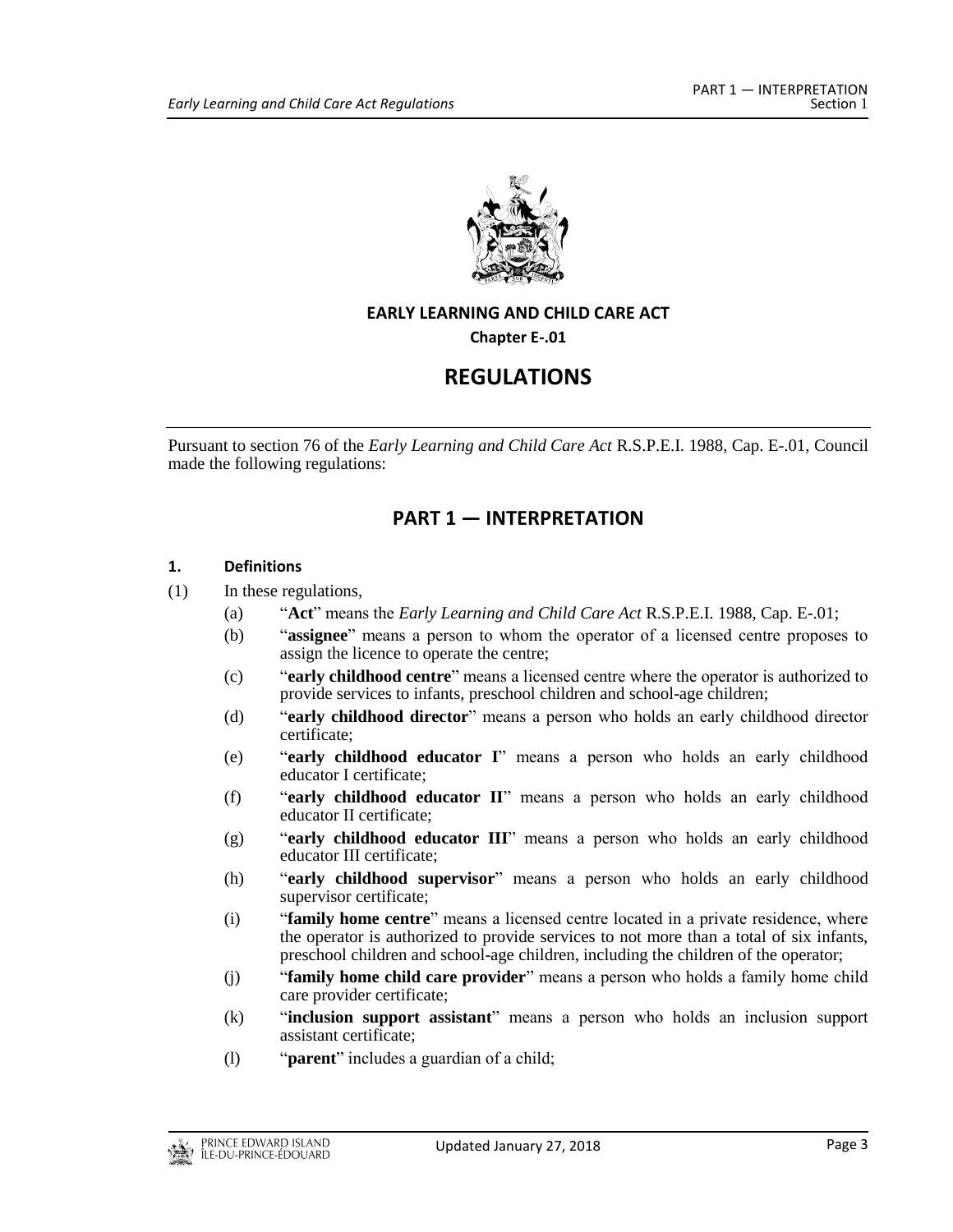# EARLY LEARNING AND CHILD CARE ACT

**Chapter E-.01**

# REGULATIONS

Pursuant to section 76 of the *Early Learning and Child Care Act* R.S.P.E.I. 1988, Cap. E-.01, Council made the following regulations:

## PART 1 — INTERPRETATION

### 1. Definitions

(1) In these regulations,

(a) "**Act**" means the *Early Learning and Child Care Act* R.S.P.E.I. 1988, Cap. E-.01;

(b) "**assignee**" means a person to whom the operator of a licensed centre proposes to assign the licence to operate the centre;

(c) "**early childhood centre**" means a licensed centre where the operator is authorized to provide services to infants, preschool children and school-age children;

(d) "**early childhood director**" means a person who holds an early childhood director certificate;

(e) "**early childhood educator I**" means a person who holds an early childhood educator I certificate;

(f) "**early childhood educator II**" means a person who holds an early childhood educator II certificate;

(g) "**early childhood educator III**" means a person who holds an early childhood educator III certificate;

(h) "**early childhood supervisor**" means a person who holds an early childhood supervisor certificate;

(i) "**family home centre**" means a licensed centre located in a private residence, where the operator is authorized to provide services to not more than a total of six infants, preschool children and school-age children, including the children of the operator;

(j) "**family home child care provider**" means a person who holds a family home child care provider certificate;

(k) "**inclusion support assistant**" means a person who holds an inclusion support assistant certificate;

(l) "**parent**" includes a guardian of a child;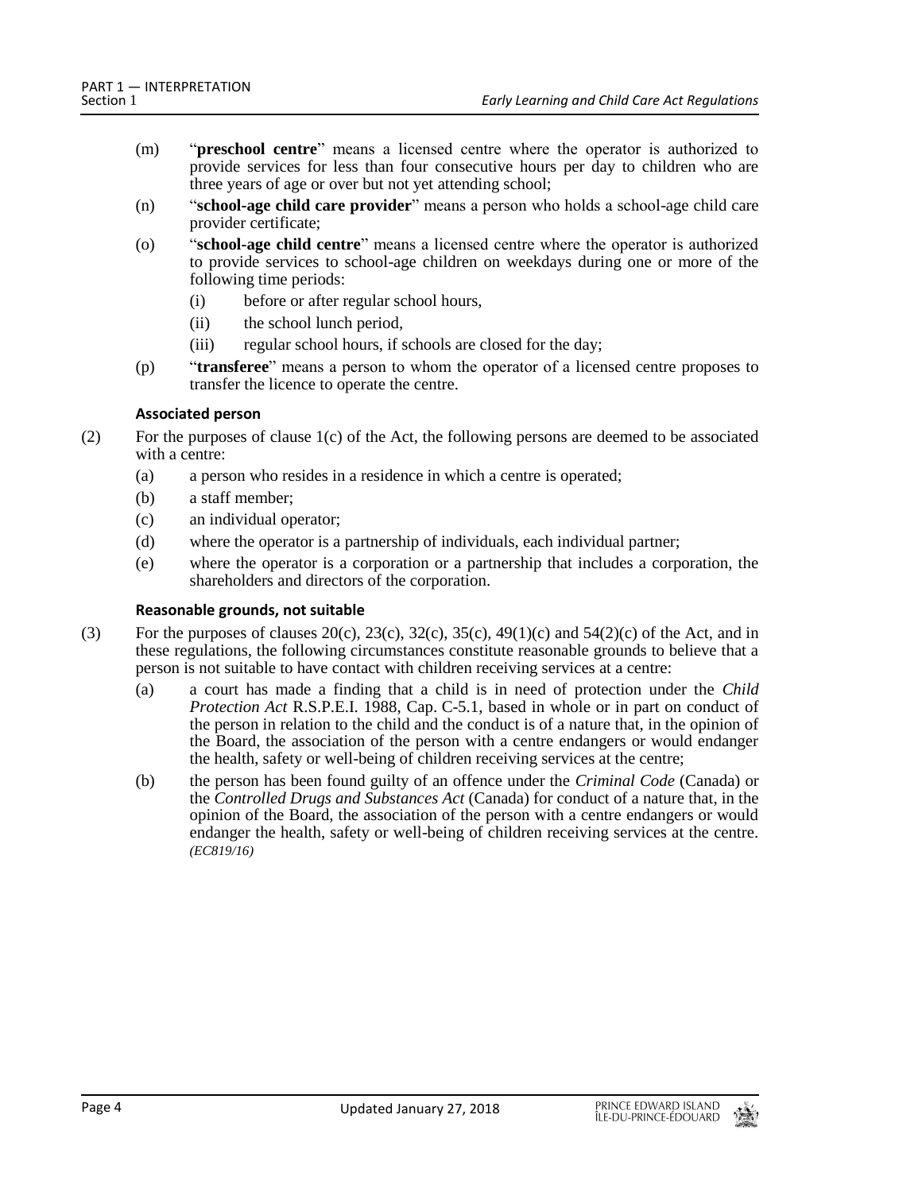(m) "**preschool centre**" means a licensed centre where the operator is authorized to provide services for less than four consecutive hours per day to children who are three years of age or over but not yet attending school;

(n) "**school-age child care provider**" means a person who holds a school-age child care provider certificate;

(o) "**school-age child centre**" means a licensed centre where the operator is authorized to provide services to school-age children on weekdays during one or more of the following time periods:

   (i) before or after regular school hours,

   (ii) the school lunch period,

   (iii) regular school hours, if schools are closed for the day;

(p) "**transferee**" means a person to whom the operator of a licensed centre proposes to transfer the licence to operate the centre.

#### Associated person

(2) For the purposes of clause 1(c) of the Act, the following persons are deemed to be associated with a centre:

   (a) a person who resides in a residence in which a centre is operated;

   (b) a staff member;

   (c) an individual operator;

   (d) where the operator is a partnership of individuals, each individual partner;

   (e) where the operator is a corporation or a partnership that includes a corporation, the shareholders and directors of the corporation.

#### Reasonable grounds, not suitable

(3) For the purposes of clauses 20(c), 23(c), 32(c), 35(c), 49(1)(c) and 54(2)(c) of the Act, and in these regulations, the following circumstances constitute reasonable grounds to believe that a person is not suitable to have contact with children receiving services at a centre:

   (a) a court has made a finding that a child is in need of protection under the *Child Protection Act* R.S.P.E.I. 1988, Cap. C-5.1, based in whole or in part on conduct of the person in relation to the child and the conduct is of a nature that, in the opinion of the Board, the association of the person with a centre endangers or would endanger the health, safety or well-being of children receiving services at the centre;

   (b) the person has been found guilty of an offence under the *Criminal Code* (Canada) or the *Controlled Drugs and Substances Act* (Canada) for conduct of a nature that, in the opinion of the Board, the association of the person with a centre endangers or would endanger the health, safety or well-being of children receiving services at the centre. *(EC819/16)*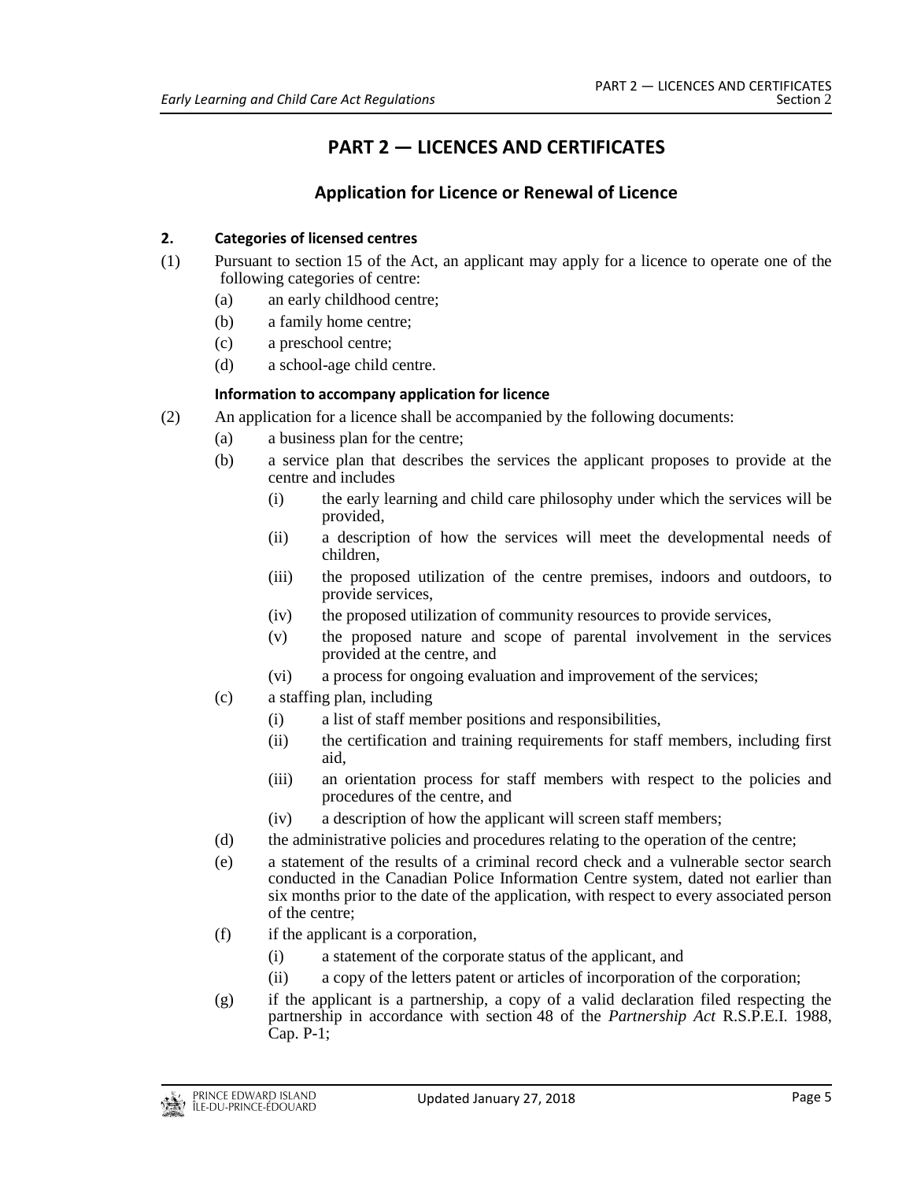# PART 2 — LICENCES AND CERTIFICATES

## Application for Licence or Renewal of Licence

**2. Categories of licensed centres**

(1) Pursuant to section 15 of the Act, an applicant may apply for a licence to operate one of the following categories of centre:

(a) an early childhood centre;

(b) a family home centre;

(c) a preschool centre;

(d) a school-age child centre.

**Information to accompany application for licence**

(2) An application for a licence shall be accompanied by the following documents:

(a) a business plan for the centre;

(b) a service plan that describes the services the applicant proposes to provide at the centre and includes

(i) the early learning and child care philosophy under which the services will be provided,

(ii) a description of how the services will meet the developmental needs of children,

(iii) the proposed utilization of the centre premises, indoors and outdoors, to provide services,

(iv) the proposed utilization of community resources to provide services,

(v) the proposed nature and scope of parental involvement in the services provided at the centre, and

(vi) a process for ongoing evaluation and improvement of the services;

(c) a staffing plan, including

(i) a list of staff member positions and responsibilities,

(ii) the certification and training requirements for staff members, including first aid,

(iii) an orientation process for staff members with respect to the policies and procedures of the centre, and

(iv) a description of how the applicant will screen staff members;

(d) the administrative policies and procedures relating to the operation of the centre;

(e) a statement of the results of a criminal record check and a vulnerable sector search conducted in the Canadian Police Information Centre system, dated not earlier than six months prior to the date of the application, with respect to every associated person of the centre;

(f) if the applicant is a corporation,

(i) a statement of the corporate status of the applicant, and

(ii) a copy of the letters patent or articles of incorporation of the corporation;

(g) if the applicant is a partnership, a copy of a valid declaration filed respecting the partnership in accordance with section 48 of the *Partnership Act* R.S.P.E.I. 1988, Cap. P-1;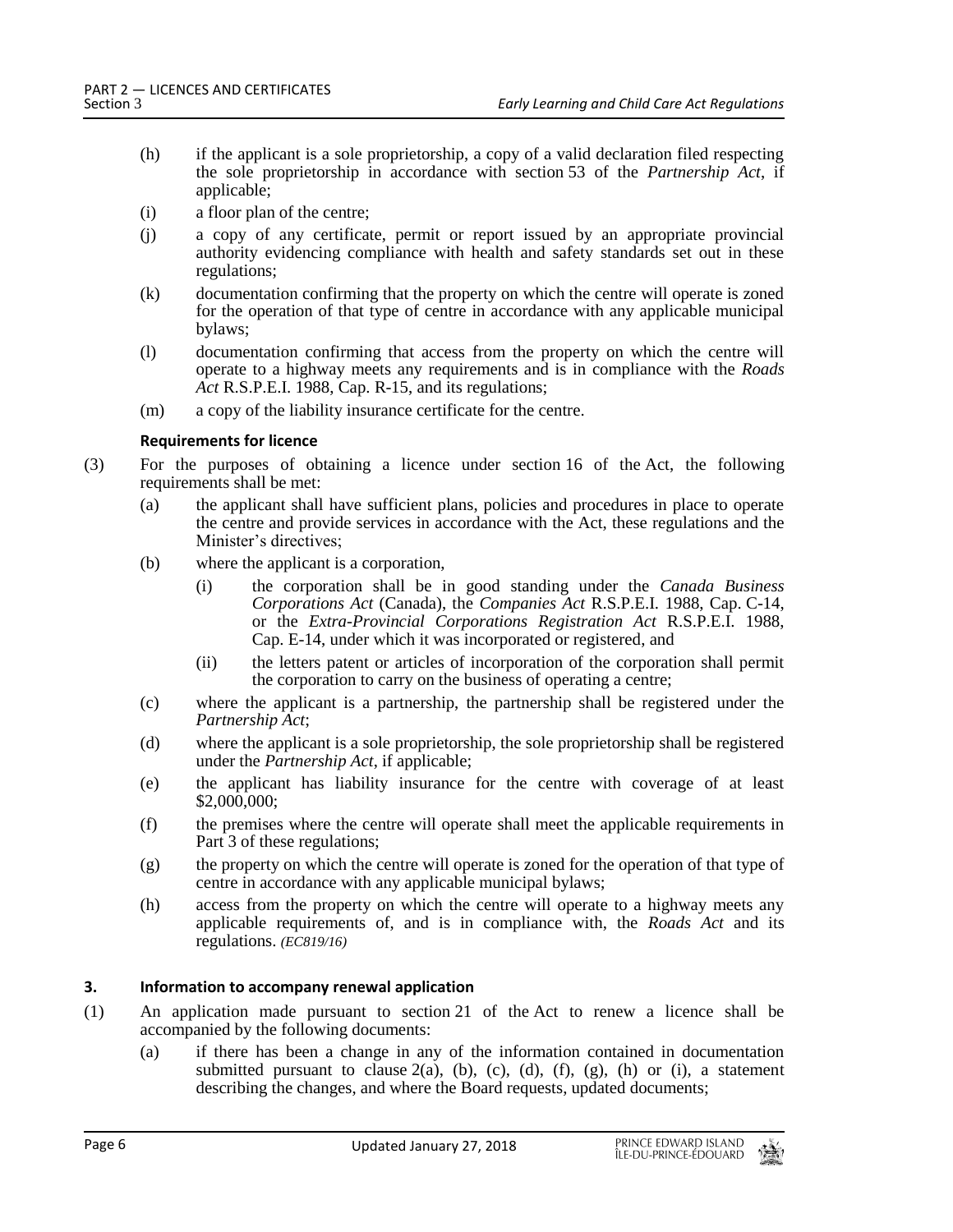(h) if the applicant is a sole proprietorship, a copy of a valid declaration filed respecting the sole proprietorship in accordance with section 53 of the *Partnership Act*, if applicable;

(i) a floor plan of the centre;

(j) a copy of any certificate, permit or report issued by an appropriate provincial authority evidencing compliance with health and safety standards set out in these regulations;

(k) documentation confirming that the property on which the centre will operate is zoned for the operation of that type of centre in accordance with any applicable municipal bylaws;

(l) documentation confirming that access from the property on which the centre will operate to a highway meets any requirements and is in compliance with the *Roads Act* R.S.P.E.I. 1988, Cap. R-15, and its regulations;

(m) a copy of the liability insurance certificate for the centre.

**Requirements for licence**

(3) For the purposes of obtaining a licence under section 16 of the Act, the following requirements shall be met:

(a) the applicant shall have sufficient plans, policies and procedures in place to operate the centre and provide services in accordance with the Act, these regulations and the Minister's directives;

(b) where the applicant is a corporation,

(i) the corporation shall be in good standing under the *Canada Business Corporations Act* (Canada), the *Companies Act* R.S.P.E.I. 1988, Cap. C-14, or the *Extra-Provincial Corporations Registration Act* R.S.P.E.I. 1988, Cap. E-14, under which it was incorporated or registered, and

(ii) the letters patent or articles of incorporation of the corporation shall permit the corporation to carry on the business of operating a centre;

(c) where the applicant is a partnership, the partnership shall be registered under the *Partnership Act*;

(d) where the applicant is a sole proprietorship, the sole proprietorship shall be registered under the *Partnership Act*, if applicable;

(e) the applicant has liability insurance for the centre with coverage of at least $2,000,000;

(f) the premises where the centre will operate shall meet the applicable requirements in Part 3 of these regulations;

(g) the property on which the centre will operate is zoned for the operation of that type of centre in accordance with any applicable municipal bylaws;

(h) access from the property on which the centre will operate to a highway meets any applicable requirements of, and is in compliance with, the *Roads Act* and its regulations. *(EC819/16)*

### 3. Information to accompany renewal application

(1) An application made pursuant to section 21 of the Act to renew a licence shall be accompanied by the following documents:

(a) if there has been a change in any of the information contained in documentation submitted pursuant to clause 2(a), (b), (c), (d), (f), (g), (h) or (i), a statement describing the changes, and where the Board requests, updated documents;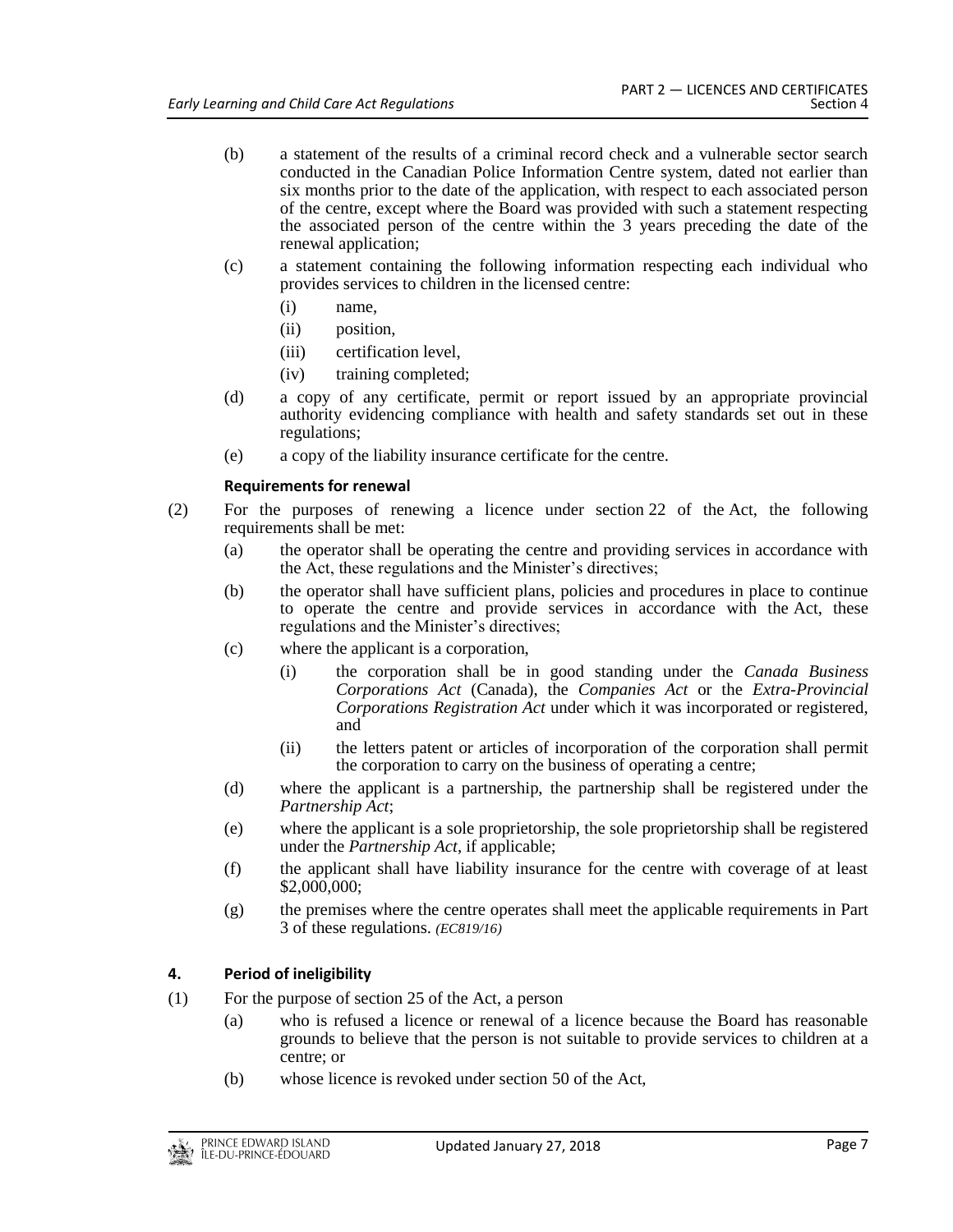(b) a statement of the results of a criminal record check and a vulnerable sector search conducted in the Canadian Police Information Centre system, dated not earlier than six months prior to the date of the application, with respect to each associated person of the centre, except where the Board was provided with such a statement respecting the associated person of the centre within the 3 years preceding the date of the renewal application;

(c) a statement containing the following information respecting each individual who provides services to children in the licensed centre:

(i) name,

(ii) position,

(iii) certification level,

(iv) training completed;

(d) a copy of any certificate, permit or report issued by an appropriate provincial authority evidencing compliance with health and safety standards set out in these regulations;

(e) a copy of the liability insurance certificate for the centre.

**Requirements for renewal**

(2) For the purposes of renewing a licence under section 22 of the Act, the following requirements shall be met:

(a) the operator shall be operating the centre and providing services in accordance with the Act, these regulations and the Minister's directives;

(b) the operator shall have sufficient plans, policies and procedures in place to continue to operate the centre and provide services in accordance with the Act, these regulations and the Minister's directives;

(c) where the applicant is a corporation,

(i) the corporation shall be in good standing under the *Canada Business Corporations Act* (Canada), the *Companies Act* or the *Extra-Provincial Corporations Registration Act* under which it was incorporated or registered, and

(ii) the letters patent or articles of incorporation of the corporation shall permit the corporation to carry on the business of operating a centre;

(d) where the applicant is a partnership, the partnership shall be registered under the *Partnership Act*;

(e) where the applicant is a sole proprietorship, the sole proprietorship shall be registered under the *Partnership Act*, if applicable;

(f) the applicant shall have liability insurance for the centre with coverage of at least $2,000,000;

(g) the premises where the centre operates shall meet the applicable requirements in Part 3 of these regulations. *(EC819/16)*

### 4. Period of ineligibility

(1) For the purpose of section 25 of the Act, a person

(a) who is refused a licence or renewal of a licence because the Board has reasonable grounds to believe that the person is not suitable to provide services to children at a centre; or

(b) whose licence is revoked under section 50 of the Act,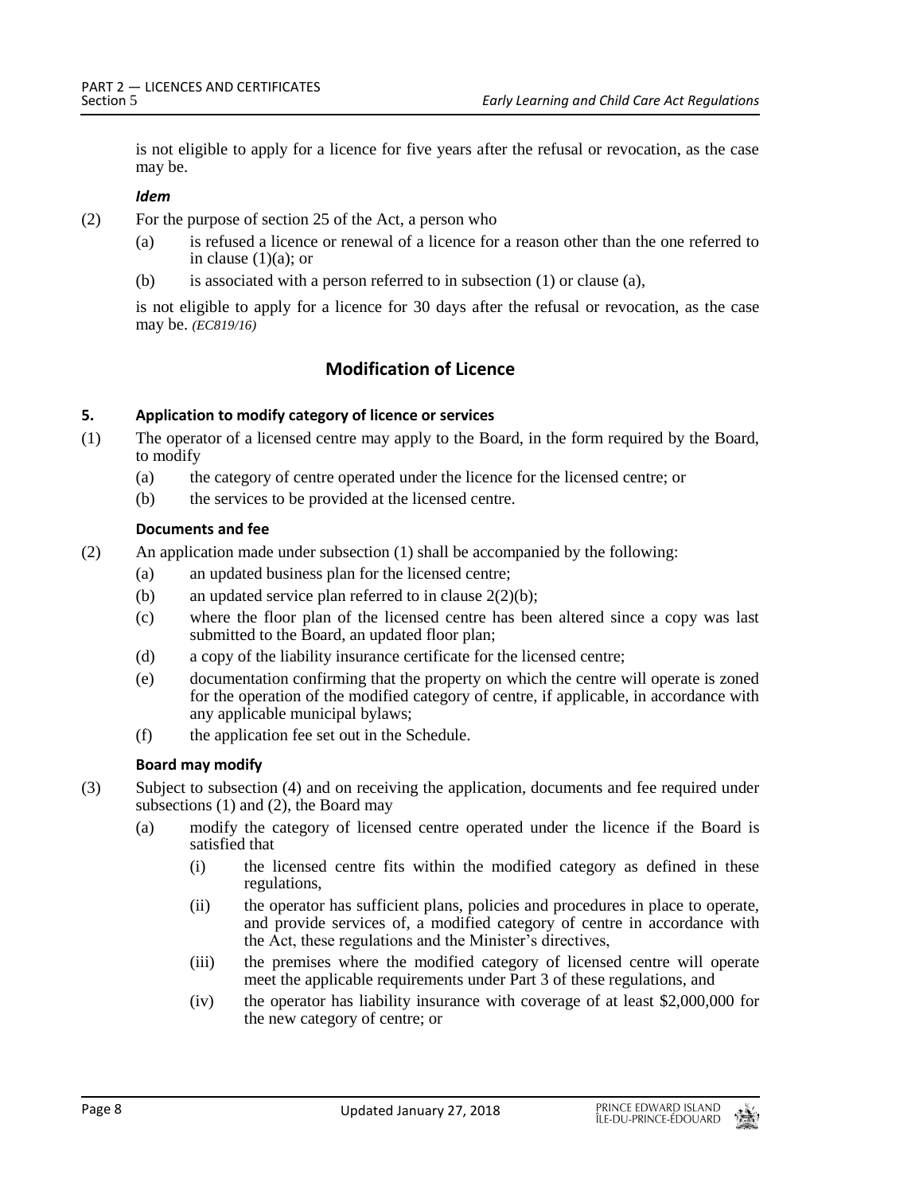is not eligible to apply for a licence for five years after the refusal or revocation, as the case may be.

***Idem***

(2) For the purpose of section 25 of the Act, a person who

(a) is refused a licence or renewal of a licence for a reason other than the one referred to in clause (1)(a); or

(b) is associated with a person referred to in subsection (1) or clause (a),

is not eligible to apply for a licence for 30 days after the refusal or revocation, as the case may be. *(EC819/16)*

## Modification of Licence

**5. Application to modify category of licence or services**

(1) The operator of a licensed centre may apply to the Board, in the form required by the Board, to modify

(a) the category of centre operated under the licence for the licensed centre; or

(b) the services to be provided at the licensed centre.

**Documents and fee**

(2) An application made under subsection (1) shall be accompanied by the following:

(a) an updated business plan for the licensed centre;

(b) an updated service plan referred to in clause 2(2)(b);

(c) where the floor plan of the licensed centre has been altered since a copy was last submitted to the Board, an updated floor plan;

(d) a copy of the liability insurance certificate for the licensed centre;

(e) documentation confirming that the property on which the centre will operate is zoned for the operation of the modified category of centre, if applicable, in accordance with any applicable municipal bylaws;

(f) the application fee set out in the Schedule.

**Board may modify**

(3) Subject to subsection (4) and on receiving the application, documents and fee required under subsections (1) and (2), the Board may

(a) modify the category of licensed centre operated under the licence if the Board is satisfied that

(i) the licensed centre fits within the modified category as defined in these regulations,

(ii) the operator has sufficient plans, policies and procedures in place to operate, and provide services of, a modified category of centre in accordance with the Act, these regulations and the Minister's directives,

(iii) the premises where the modified category of licensed centre will operate meet the applicable requirements under Part 3 of these regulations, and

(iv) the operator has liability insurance with coverage of at least $2,000,000 for the new category of centre; or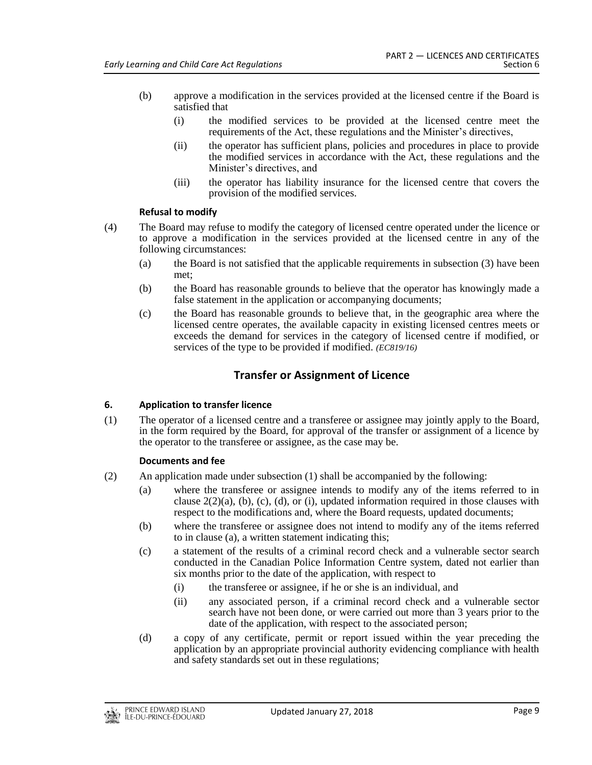(b) approve a modification in the services provided at the licensed centre if the Board is satisfied that

(i) the modified services to be provided at the licensed centre meet the requirements of the Act, these regulations and the Minister's directives,

(ii) the operator has sufficient plans, policies and procedures in place to provide the modified services in accordance with the Act, these regulations and the Minister's directives, and

(iii) the operator has liability insurance for the licensed centre that covers the provision of the modified services.

**Refusal to modify**

(4) The Board may refuse to modify the category of licensed centre operated under the licence or to approve a modification in the services provided at the licensed centre in any of the following circumstances:

(a) the Board is not satisfied that the applicable requirements in subsection (3) have been met;

(b) the Board has reasonable grounds to believe that the operator has knowingly made a false statement in the application or accompanying documents;

(c) the Board has reasonable grounds to believe that, in the geographic area where the licensed centre operates, the available capacity in existing licensed centres meets or exceeds the demand for services in the category of licensed centre if modified, or services of the type to be provided if modified. *(EC819/16)*

## Transfer or Assignment of Licence

### 6. Application to transfer licence

(1) The operator of a licensed centre and a transferee or assignee may jointly apply to the Board, in the form required by the Board, for approval of the transfer or assignment of a licence by the operator to the transferee or assignee, as the case may be.

**Documents and fee**

(2) An application made under subsection (1) shall be accompanied by the following:

(a) where the transferee or assignee intends to modify any of the items referred to in clause 2(2)(a), (b), (c), (d), or (i), updated information required in those clauses with respect to the modifications and, where the Board requests, updated documents;

(b) where the transferee or assignee does not intend to modify any of the items referred to in clause (a), a written statement indicating this;

(c) a statement of the results of a criminal record check and a vulnerable sector search conducted in the Canadian Police Information Centre system, dated not earlier than six months prior to the date of the application, with respect to

(i) the transferee or assignee, if he or she is an individual, and

(ii) any associated person, if a criminal record check and a vulnerable sector search have not been done, or were carried out more than 3 years prior to the date of the application, with respect to the associated person;

(d) a copy of any certificate, permit or report issued within the year preceding the application by an appropriate provincial authority evidencing compliance with health and safety standards set out in these regulations;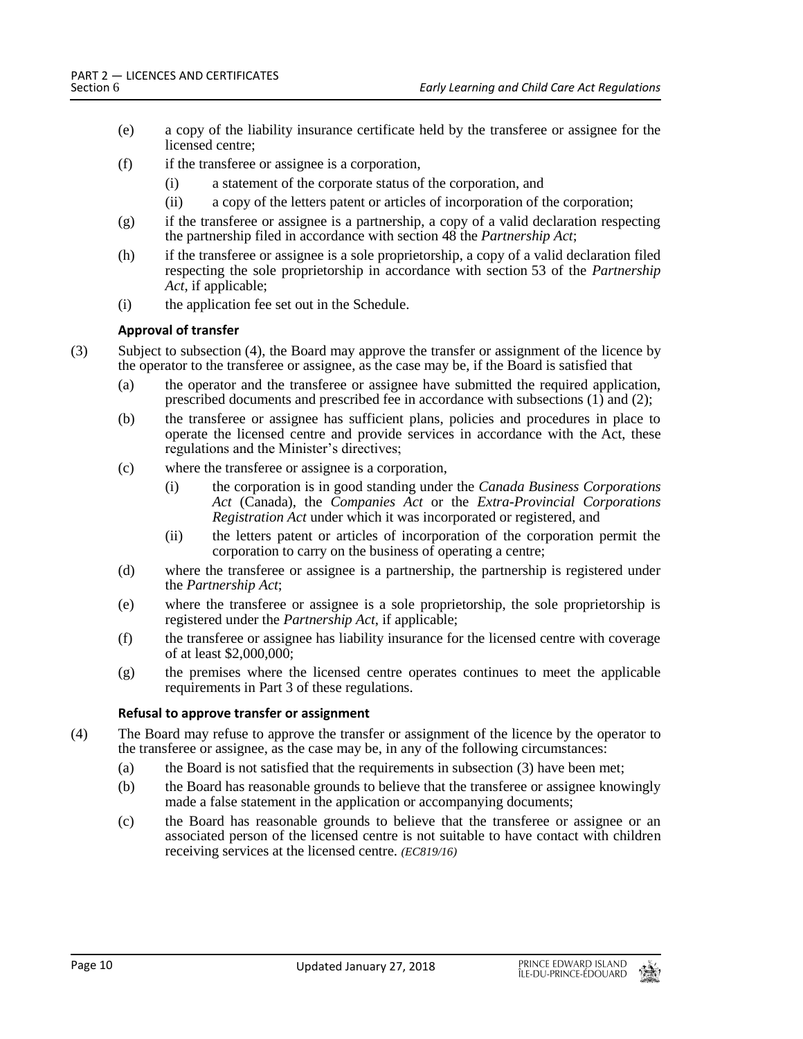(e) a copy of the liability insurance certificate held by the transferee or assignee for the licensed centre;

(f) if the transferee or assignee is a corporation,

(i) a statement of the corporate status of the corporation, and

(ii) a copy of the letters patent or articles of incorporation of the corporation;

(g) if the transferee or assignee is a partnership, a copy of a valid declaration respecting the partnership filed in accordance with section 48 the *Partnership Act*;

(h) if the transferee or assignee is a sole proprietorship, a copy of a valid declaration filed respecting the sole proprietorship in accordance with section 53 of the *Partnership Act*, if applicable;

(i) the application fee set out in the Schedule.

**Approval of transfer**

(3) Subject to subsection (4), the Board may approve the transfer or assignment of the licence by the operator to the transferee or assignee, as the case may be, if the Board is satisfied that

(a) the operator and the transferee or assignee have submitted the required application, prescribed documents and prescribed fee in accordance with subsections (1) and (2);

(b) the transferee or assignee has sufficient plans, policies and procedures in place to operate the licensed centre and provide services in accordance with the Act, these regulations and the Minister's directives;

(c) where the transferee or assignee is a corporation,

(i) the corporation is in good standing under the *Canada Business Corporations Act* (Canada), the *Companies Act* or the *Extra-Provincial Corporations Registration Act* under which it was incorporated or registered, and

(ii) the letters patent or articles of incorporation of the corporation permit the corporation to carry on the business of operating a centre;

(d) where the transferee or assignee is a partnership, the partnership is registered under the *Partnership Act*;

(e) where the transferee or assignee is a sole proprietorship, the sole proprietorship is registered under the *Partnership Act*, if applicable;

(f) the transferee or assignee has liability insurance for the licensed centre with coverage of at least $2,000,000;

(g) the premises where the licensed centre operates continues to meet the applicable requirements in Part 3 of these regulations.

**Refusal to approve transfer or assignment**

(4) The Board may refuse to approve the transfer or assignment of the licence by the operator to the transferee or assignee, as the case may be, in any of the following circumstances:

(a) the Board is not satisfied that the requirements in subsection (3) have been met;

(b) the Board has reasonable grounds to believe that the transferee or assignee knowingly made a false statement in the application or accompanying documents;

(c) the Board has reasonable grounds to believe that the transferee or assignee or an associated person of the licensed centre is not suitable to have contact with children receiving services at the licensed centre. *(EC819/16)*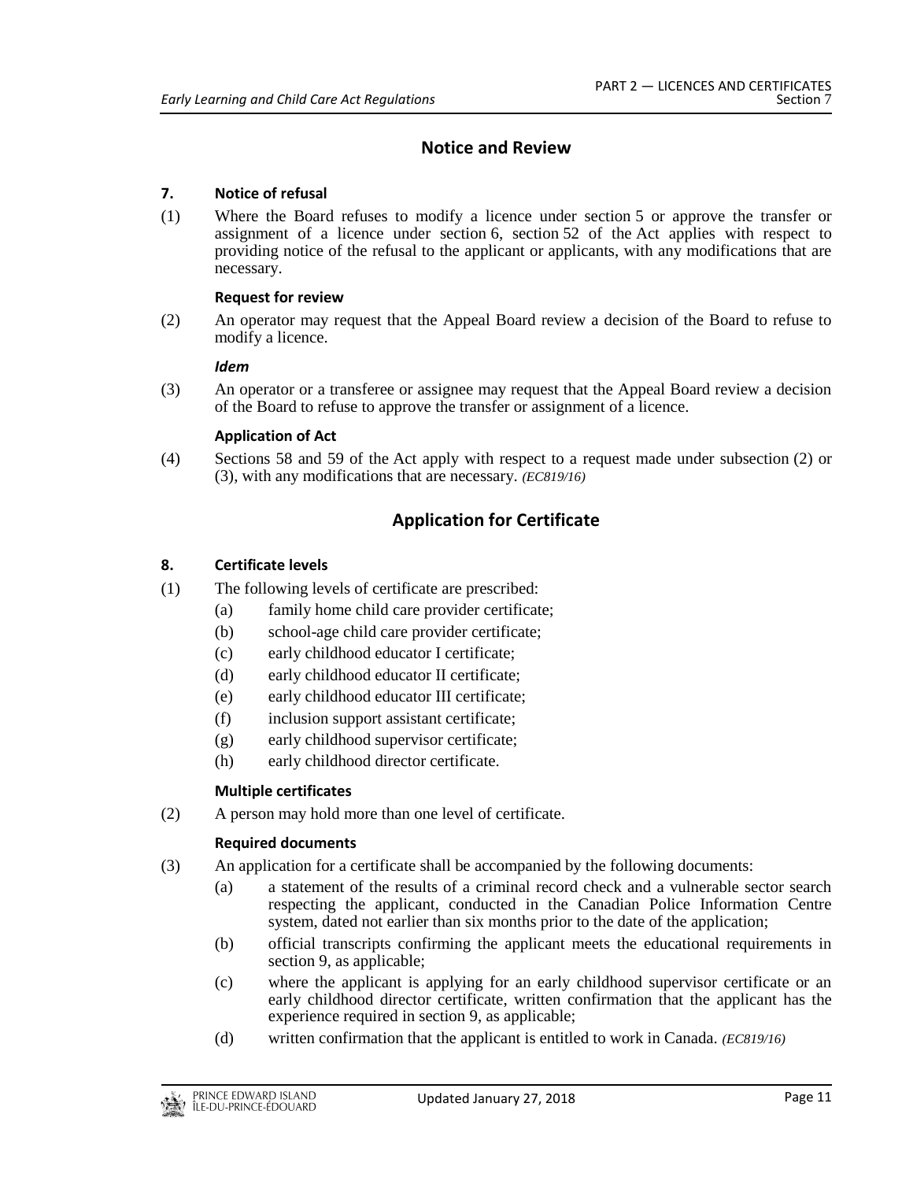## Notice and Review

**7. Notice of refusal**

(1) Where the Board refuses to modify a licence under section 5 or approve the transfer or assignment of a licence under section 6, section 52 of the Act applies with respect to providing notice of the refusal to the applicant or applicants, with any modifications that are necessary.

**Request for review**

(2) An operator may request that the Appeal Board review a decision of the Board to refuse to modify a licence.

***Idem***

(3) An operator or a transferee or assignee may request that the Appeal Board review a decision of the Board to refuse to approve the transfer or assignment of a licence.

**Application of Act**

(4) Sections 58 and 59 of the Act apply with respect to a request made under subsection (2) or (3), with any modifications that are necessary. *(EC819/16)*

## Application for Certificate

**8. Certificate levels**

(1) The following levels of certificate are prescribed:

- (a) family home child care provider certificate;
- (b) school-age child care provider certificate;
- (c) early childhood educator I certificate;
- (d) early childhood educator II certificate;
- (e) early childhood educator III certificate;
- (f) inclusion support assistant certificate;
- (g) early childhood supervisor certificate;
- (h) early childhood director certificate.

**Multiple certificates**

(2) A person may hold more than one level of certificate.

**Required documents**

(3) An application for a certificate shall be accompanied by the following documents:

- (a) a statement of the results of a criminal record check and a vulnerable sector search respecting the applicant, conducted in the Canadian Police Information Centre system, dated not earlier than six months prior to the date of the application;
- (b) official transcripts confirming the applicant meets the educational requirements in section 9, as applicable;
- (c) where the applicant is applying for an early childhood supervisor certificate or an early childhood director certificate, written confirmation that the applicant has the experience required in section 9, as applicable;
- (d) written confirmation that the applicant is entitled to work in Canada. *(EC819/16)*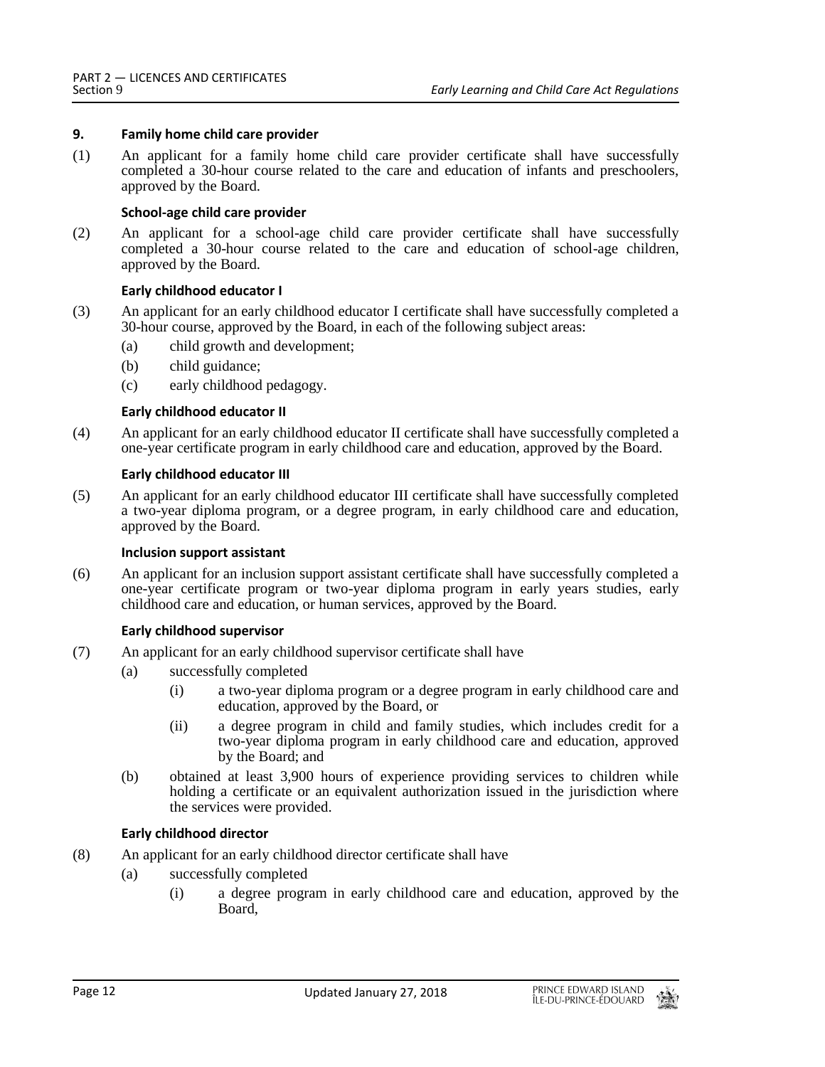### 9. Family home child care provider

(1) An applicant for a family home child care provider certificate shall have successfully completed a 30-hour course related to the care and education of infants and preschoolers, approved by the Board.

**School-age child care provider**

(2) An applicant for a school-age child care provider certificate shall have successfully completed a 30-hour course related to the care and education of school-age children, approved by the Board.

**Early childhood educator I**

(3) An applicant for an early childhood educator I certificate shall have successfully completed a 30-hour course, approved by the Board, in each of the following subject areas:

- (a) child growth and development;
- (b) child guidance;
- (c) early childhood pedagogy.

**Early childhood educator II**

(4) An applicant for an early childhood educator II certificate shall have successfully completed a one-year certificate program in early childhood care and education, approved by the Board.

**Early childhood educator III**

(5) An applicant for an early childhood educator III certificate shall have successfully completed a two-year diploma program, or a degree program, in early childhood care and education, approved by the Board.

**Inclusion support assistant**

(6) An applicant for an inclusion support assistant certificate shall have successfully completed a one-year certificate program or two-year diploma program in early years studies, early childhood care and education, or human services, approved by the Board.

**Early childhood supervisor**

(7) An applicant for an early childhood supervisor certificate shall have

- (a) successfully completed
  - (i) a two-year diploma program or a degree program in early childhood care and education, approved by the Board, or
  - (ii) a degree program in child and family studies, which includes credit for a two-year diploma program in early childhood care and education, approved by the Board; and
- (b) obtained at least 3,900 hours of experience providing services to children while holding a certificate or an equivalent authorization issued in the jurisdiction where the services were provided.

**Early childhood director**

(8) An applicant for an early childhood director certificate shall have

- (a) successfully completed
  - (i) a degree program in early childhood care and education, approved by the Board,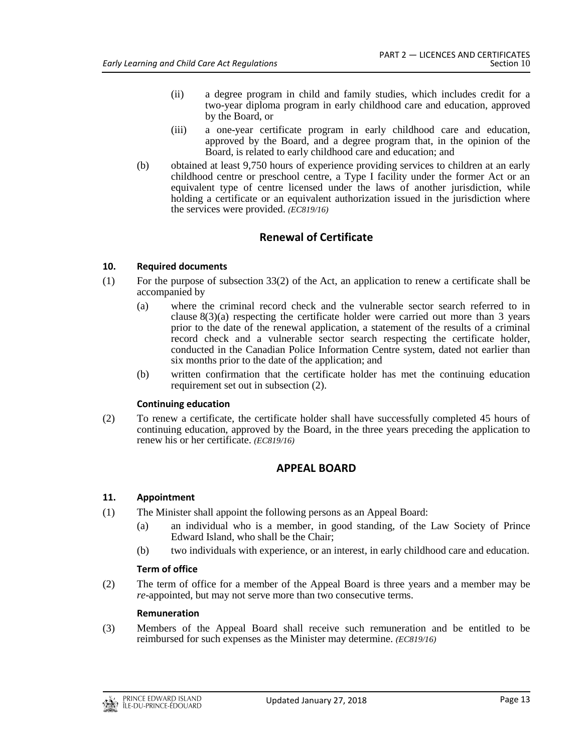(ii) a degree program in child and family studies, which includes credit for a two-year diploma program in early childhood care and education, approved by the Board, or

(iii) a one-year certificate program in early childhood care and education, approved by the Board, and a degree program that, in the opinion of the Board, is related to early childhood care and education; and

(b) obtained at least 9,750 hours of experience providing services to children at an early childhood centre or preschool centre, a Type I facility under the former Act or an equivalent type of centre licensed under the laws of another jurisdiction, while holding a certificate or an equivalent authorization issued in the jurisdiction where the services were provided. *(EC819/16)*

## Renewal of Certificate

**10. Required documents**

(1) For the purpose of subsection 33(2) of the Act, an application to renew a certificate shall be accompanied by

(a) where the criminal record check and the vulnerable sector search referred to in clause 8(3)(a) respecting the certificate holder were carried out more than 3 years prior to the date of the renewal application, a statement of the results of a criminal record check and a vulnerable sector search respecting the certificate holder, conducted in the Canadian Police Information Centre system, dated not earlier than six months prior to the date of the application; and

(b) written confirmation that the certificate holder has met the continuing education requirement set out in subsection (2).

**Continuing education**

(2) To renew a certificate, the certificate holder shall have successfully completed 45 hours of continuing education, approved by the Board, in the three years preceding the application to renew his or her certificate. *(EC819/16)*

## APPEAL BOARD

**11. Appointment**

(1) The Minister shall appoint the following persons as an Appeal Board:

(a) an individual who is a member, in good standing, of the Law Society of Prince Edward Island, who shall be the Chair;

(b) two individuals with experience, or an interest, in early childhood care and education.

**Term of office**

(2) The term of office for a member of the Appeal Board is three years and a member may be *re*-appointed, but may not serve more than two consecutive terms.

**Remuneration**

(3) Members of the Appeal Board shall receive such remuneration and be entitled to be reimbursed for such expenses as the Minister may determine. *(EC819/16)*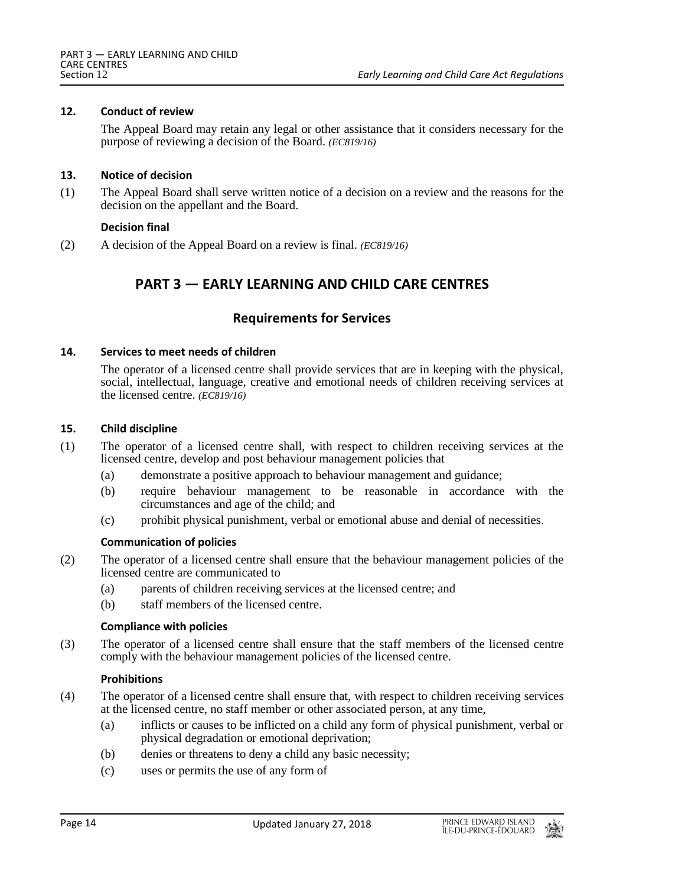**12. Conduct of review**

The Appeal Board may retain any legal or other assistance that it considers necessary for the purpose of reviewing a decision of the Board. *(EC819/16)*

**13. Notice of decision**

(1) The Appeal Board shall serve written notice of a decision on a review and the reasons for the decision on the appellant and the Board.

**Decision final**

(2) A decision of the Appeal Board on a review is final. *(EC819/16)*

## PART 3 — EARLY LEARNING AND CHILD CARE CENTRES

### Requirements for Services

**14. Services to meet needs of children**

The operator of a licensed centre shall provide services that are in keeping with the physical, social, intellectual, language, creative and emotional needs of children receiving services at the licensed centre. *(EC819/16)*

**15. Child discipline**

(1) The operator of a licensed centre shall, with respect to children receiving services at the licensed centre, develop and post behaviour management policies that

(a) demonstrate a positive approach to behaviour management and guidance;

(b) require behaviour management to be reasonable in accordance with the circumstances and age of the child; and

(c) prohibit physical punishment, verbal or emotional abuse and denial of necessities.

**Communication of policies**

(2) The operator of a licensed centre shall ensure that the behaviour management policies of the licensed centre are communicated to

(a) parents of children receiving services at the licensed centre; and

(b) staff members of the licensed centre.

**Compliance with policies**

(3) The operator of a licensed centre shall ensure that the staff members of the licensed centre comply with the behaviour management policies of the licensed centre.

**Prohibitions**

(4) The operator of a licensed centre shall ensure that, with respect to children receiving services at the licensed centre, no staff member or other associated person, at any time,

(a) inflicts or causes to be inflicted on a child any form of physical punishment, verbal or physical degradation or emotional deprivation;

(b) denies or threatens to deny a child any basic necessity;

(c) uses or permits the use of any form of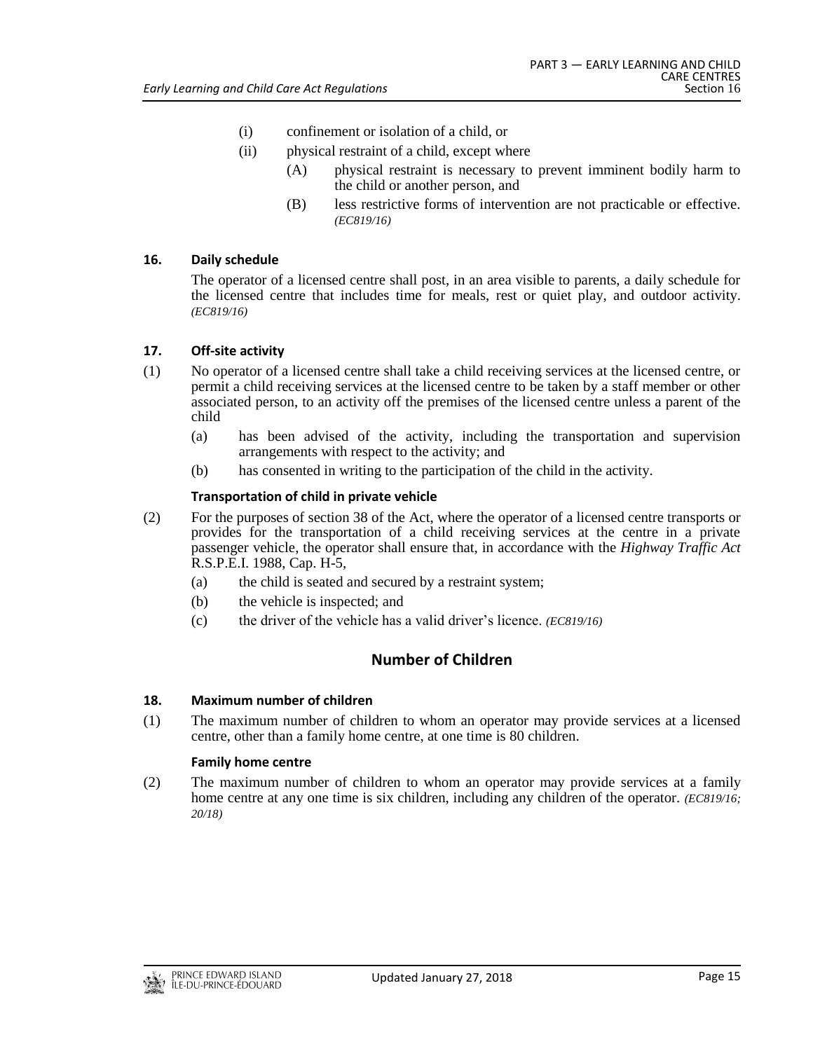(i) confinement or isolation of a child, or

(ii) physical restraint of a child, except where

(A) physical restraint is necessary to prevent imminent bodily harm to the child or another person, and

(B) less restrictive forms of intervention are not practicable or effective. *(EC819/16)*

**16. Daily schedule**

The operator of a licensed centre shall post, in an area visible to parents, a daily schedule for the licensed centre that includes time for meals, rest or quiet play, and outdoor activity. *(EC819/16)*

**17. Off-site activity**

(1) No operator of a licensed centre shall take a child receiving services at the licensed centre, or permit a child receiving services at the licensed centre to be taken by a staff member or other associated person, to an activity off the premises of the licensed centre unless a parent of the child

(a) has been advised of the activity, including the transportation and supervision arrangements with respect to the activity; and

(b) has consented in writing to the participation of the child in the activity.

**Transportation of child in private vehicle**

(2) For the purposes of section 38 of the Act, where the operator of a licensed centre transports or provides for the transportation of a child receiving services at the centre in a private passenger vehicle, the operator shall ensure that, in accordance with the *Highway Traffic Act* R.S.P.E.I. 1988, Cap. H-5,

(a) the child is seated and secured by a restraint system;

(b) the vehicle is inspected; and

(c) the driver of the vehicle has a valid driver's licence. *(EC819/16)*

## Number of Children

**18. Maximum number of children**

(1) The maximum number of children to whom an operator may provide services at a licensed centre, other than a family home centre, at one time is 80 children.

**Family home centre**

(2) The maximum number of children to whom an operator may provide services at a family home centre at any one time is six children, including any children of the operator. *(EC819/16; 20/18)*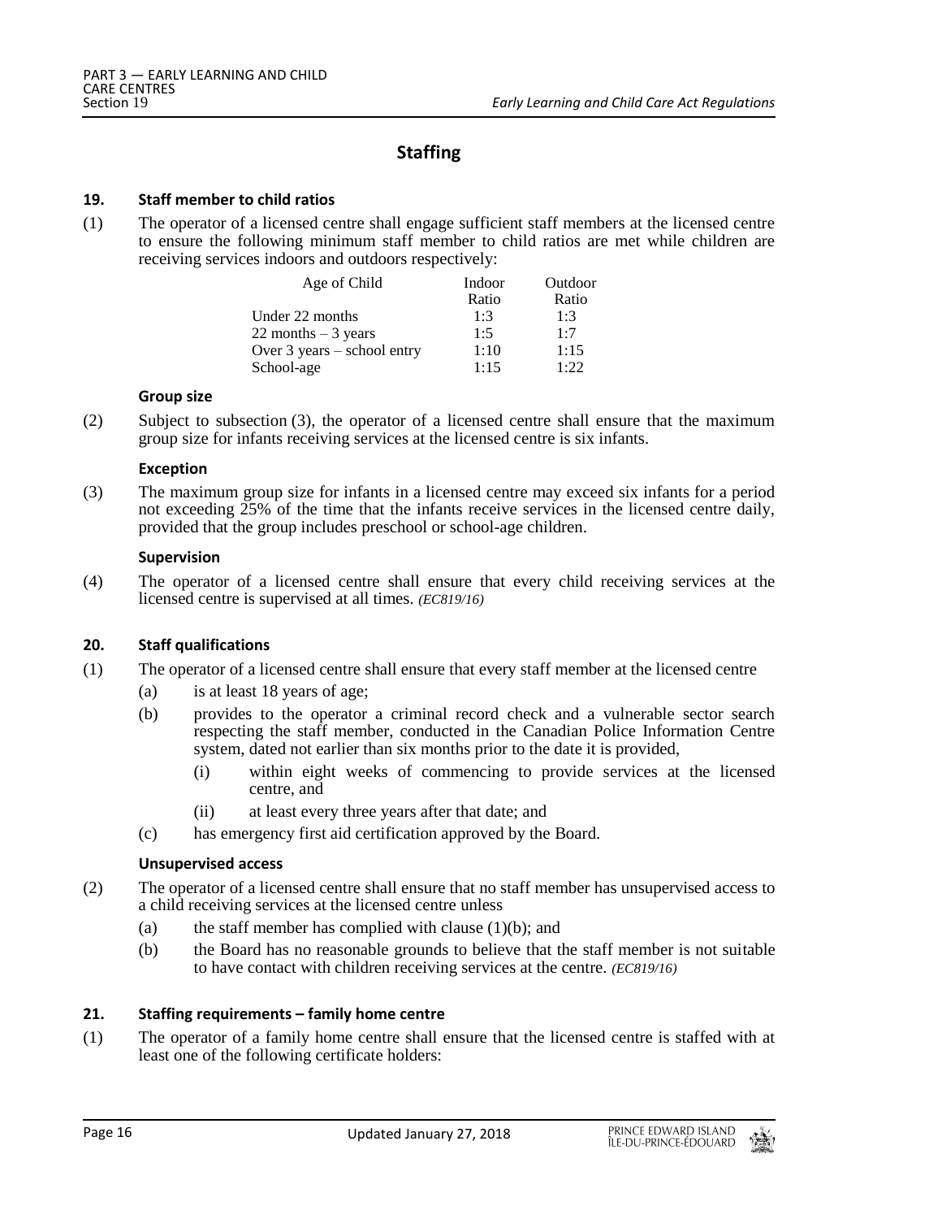## Staffing

### 19. Staff member to child ratios

(1) The operator of a licensed centre shall engage sufficient staff members at the licensed centre to ensure the following minimum staff member to child ratios are met while children are receiving services indoors and outdoors respectively:

| Age of Child | Indoor Ratio | Outdoor Ratio |
|---|---|---|
| Under 22 months | 1:3 | 1:3 |
| 22 months – 3 years | 1:5 | 1:7 |
| Over 3 years – school entry | 1:10 | 1:15 |
| School-age | 1:15 | 1:22 |

**Group size**

(2) Subject to subsection (3), the operator of a licensed centre shall ensure that the maximum group size for infants receiving services at the licensed centre is six infants.

**Exception**

(3) The maximum group size for infants in a licensed centre may exceed six infants for a period not exceeding 25% of the time that the infants receive services in the licensed centre daily, provided that the group includes preschool or school-age children.

**Supervision**

(4) The operator of a licensed centre shall ensure that every child receiving services at the licensed centre is supervised at all times. *(EC819/16)*

### 20. Staff qualifications

(1) The operator of a licensed centre shall ensure that every staff member at the licensed centre

- (a) is at least 18 years of age;
- (b) provides to the operator a criminal record check and a vulnerable sector search respecting the staff member, conducted in the Canadian Police Information Centre system, dated not earlier than six months prior to the date it is provided,
  - (i) within eight weeks of commencing to provide services at the licensed centre, and
  - (ii) at least every three years after that date; and
- (c) has emergency first aid certification approved by the Board.

**Unsupervised access**

(2) The operator of a licensed centre shall ensure that no staff member has unsupervised access to a child receiving services at the licensed centre unless

- (a) the staff member has complied with clause (1)(b); and
- (b) the Board has no reasonable grounds to believe that the staff member is not suitable to have contact with children receiving services at the centre. *(EC819/16)*

### 21. Staffing requirements – family home centre

(1) The operator of a family home centre shall ensure that the licensed centre is staffed with at least one of the following certificate holders: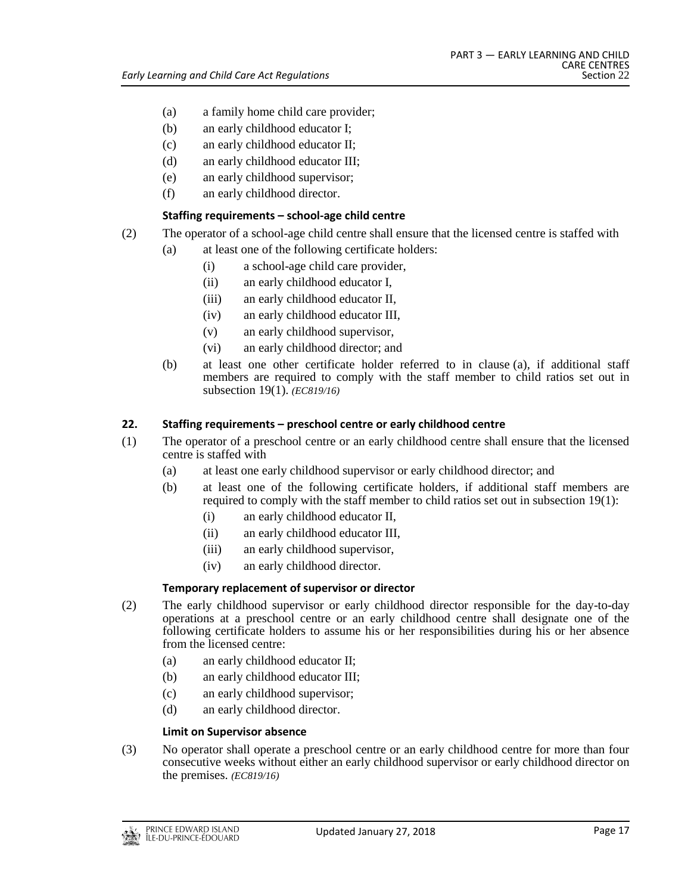(a) a family home child care provider;

(b) an early childhood educator I;

(c) an early childhood educator II;

(d) an early childhood educator III;

(e) an early childhood supervisor;

(f) an early childhood director.

**Staffing requirements – school-age child centre**

(2) The operator of a school-age child centre shall ensure that the licensed centre is staffed with

(a) at least one of the following certificate holders:

(i) a school-age child care provider,

(ii) an early childhood educator I,

(iii) an early childhood educator II,

(iv) an early childhood educator III,

(v) an early childhood supervisor,

(vi) an early childhood director; and

(b) at least one other certificate holder referred to in clause (a), if additional staff members are required to comply with the staff member to child ratios set out in subsection 19(1). *(EC819/16)*

**22. Staffing requirements – preschool centre or early childhood centre**

(1) The operator of a preschool centre or an early childhood centre shall ensure that the licensed centre is staffed with

(a) at least one early childhood supervisor or early childhood director; and

(b) at least one of the following certificate holders, if additional staff members are required to comply with the staff member to child ratios set out in subsection 19(1):

(i) an early childhood educator II,

(ii) an early childhood educator III,

(iii) an early childhood supervisor,

(iv) an early childhood director.

**Temporary replacement of supervisor or director**

(2) The early childhood supervisor or early childhood director responsible for the day-to-day operations at a preschool centre or an early childhood centre shall designate one of the following certificate holders to assume his or her responsibilities during his or her absence from the licensed centre:

(a) an early childhood educator II;

(b) an early childhood educator III;

(c) an early childhood supervisor;

(d) an early childhood director.

**Limit on Supervisor absence**

(3) No operator shall operate a preschool centre or an early childhood centre for more than four consecutive weeks without either an early childhood supervisor or early childhood director on the premises. *(EC819/16)*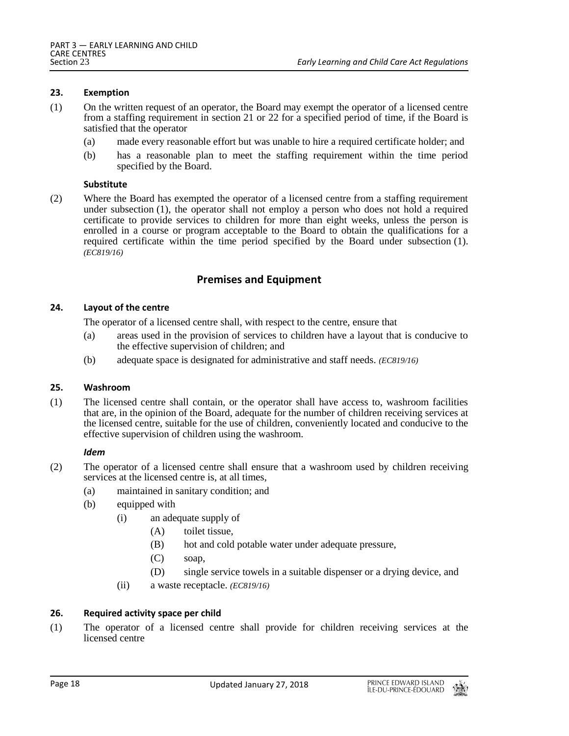#### 23. Exemption

(1) On the written request of an operator, the Board may exempt the operator of a licensed centre from a staffing requirement in section 21 or 22 for a specified period of time, if the Board is satisfied that the operator

- (a) made every reasonable effort but was unable to hire a required certificate holder; and
- (b) has a reasonable plan to meet the staffing requirement within the time period specified by the Board.

**Substitute**

(2) Where the Board has exempted the operator of a licensed centre from a staffing requirement under subsection (1), the operator shall not employ a person who does not hold a required certificate to provide services to children for more than eight weeks, unless the person is enrolled in a course or program acceptable to the Board to obtain the qualifications for a required certificate within the time period specified by the Board under subsection (1). *(EC819/16)*

## Premises and Equipment

#### 24. Layout of the centre

The operator of a licensed centre shall, with respect to the centre, ensure that

- (a) areas used in the provision of services to children have a layout that is conducive to the effective supervision of children; and
- (b) adequate space is designated for administrative and staff needs. *(EC819/16)*

#### 25. Washroom

(1) The licensed centre shall contain, or the operator shall have access to, washroom facilities that are, in the opinion of the Board, adequate for the number of children receiving services at the licensed centre, suitable for the use of children, conveniently located and conducive to the effective supervision of children using the washroom.

***Idem***

(2) The operator of a licensed centre shall ensure that a washroom used by children receiving services at the licensed centre is, at all times,

- (a) maintained in sanitary condition; and
- (b) equipped with
  - (i) an adequate supply of
    - (A) toilet tissue,
    - (B) hot and cold potable water under adequate pressure,
    - (C) soap,
    - (D) single service towels in a suitable dispenser or a drying device, and
  - (ii) a waste receptacle. *(EC819/16)*

#### 26. Required activity space per child

(1) The operator of a licensed centre shall provide for children receiving services at the licensed centre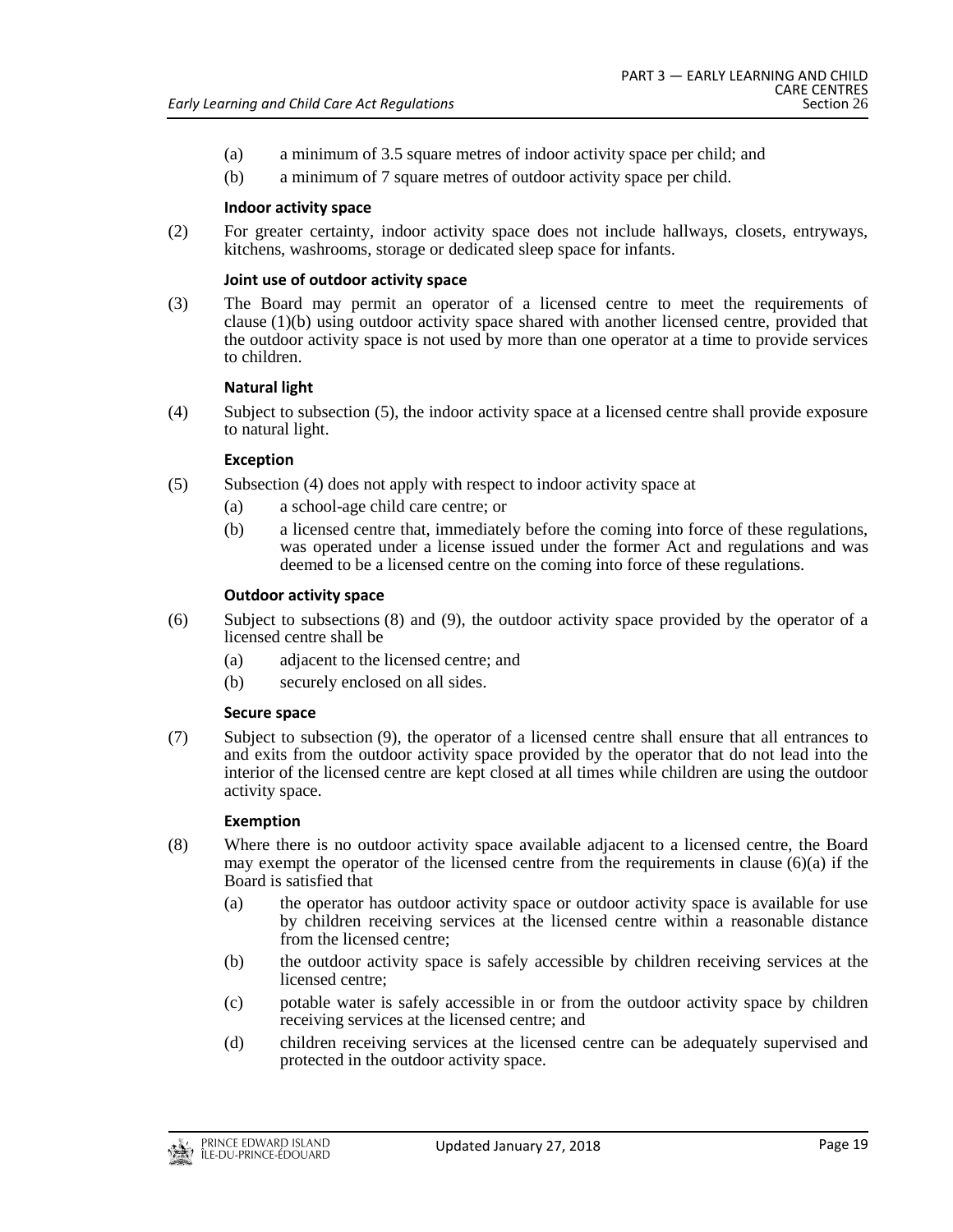(a) a minimum of 3.5 square metres of indoor activity space per child; and

(b) a minimum of 7 square metres of outdoor activity space per child.

**Indoor activity space**

(2) For greater certainty, indoor activity space does not include hallways, closets, entryways, kitchens, washrooms, storage or dedicated sleep space for infants.

**Joint use of outdoor activity space**

(3) The Board may permit an operator of a licensed centre to meet the requirements of clause (1)(b) using outdoor activity space shared with another licensed centre, provided that the outdoor activity space is not used by more than one operator at a time to provide services to children.

**Natural light**

(4) Subject to subsection (5), the indoor activity space at a licensed centre shall provide exposure to natural light.

**Exception**

(5) Subsection (4) does not apply with respect to indoor activity space at

(a) a school-age child care centre; or

(b) a licensed centre that, immediately before the coming into force of these regulations, was operated under a license issued under the former Act and regulations and was deemed to be a licensed centre on the coming into force of these regulations.

**Outdoor activity space**

(6) Subject to subsections (8) and (9), the outdoor activity space provided by the operator of a licensed centre shall be

(a) adjacent to the licensed centre; and

(b) securely enclosed on all sides.

**Secure space**

(7) Subject to subsection (9), the operator of a licensed centre shall ensure that all entrances to and exits from the outdoor activity space provided by the operator that do not lead into the interior of the licensed centre are kept closed at all times while children are using the outdoor activity space.

**Exemption**

(8) Where there is no outdoor activity space available adjacent to a licensed centre, the Board may exempt the operator of the licensed centre from the requirements in clause (6)(a) if the Board is satisfied that

(a) the operator has outdoor activity space or outdoor activity space is available for use by children receiving services at the licensed centre within a reasonable distance from the licensed centre;

(b) the outdoor activity space is safely accessible by children receiving services at the licensed centre;

(c) potable water is safely accessible in or from the outdoor activity space by children receiving services at the licensed centre; and

(d) children receiving services at the licensed centre can be adequately supervised and protected in the outdoor activity space.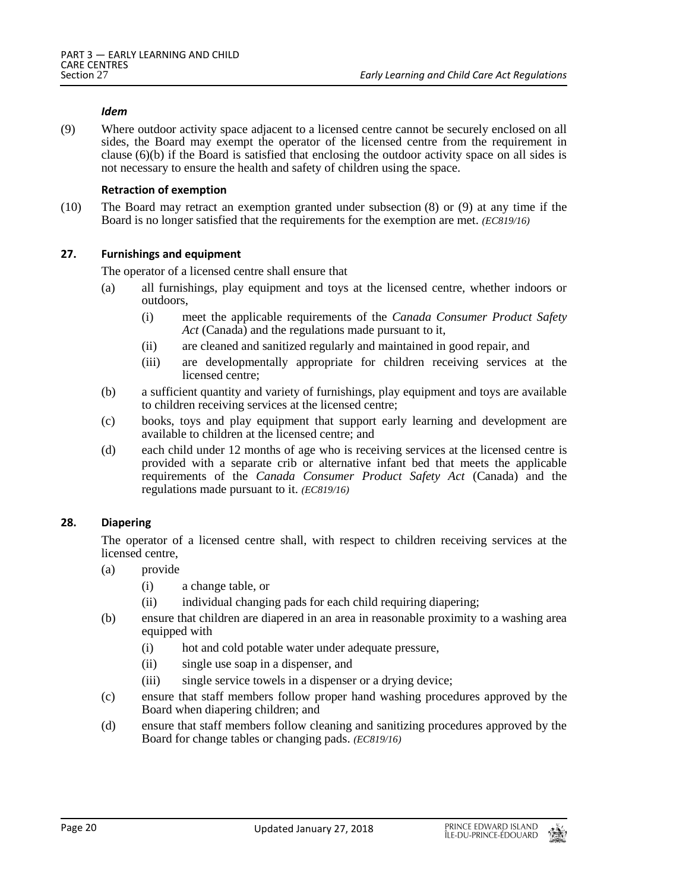*Idem*

(9) Where outdoor activity space adjacent to a licensed centre cannot be securely enclosed on all sides, the Board may exempt the operator of the licensed centre from the requirement in clause (6)(b) if the Board is satisfied that enclosing the outdoor activity space on all sides is not necessary to ensure the health and safety of children using the space.

**Retraction of exemption**

(10) The Board may retract an exemption granted under subsection (8) or (9) at any time if the Board is no longer satisfied that the requirements for the exemption are met. *(EC819/16)*

### 27. Furnishings and equipment

The operator of a licensed centre shall ensure that

- (a) all furnishings, play equipment and toys at the licensed centre, whether indoors or outdoors,
  - (i) meet the applicable requirements of the *Canada Consumer Product Safety Act* (Canada) and the regulations made pursuant to it,
  - (ii) are cleaned and sanitized regularly and maintained in good repair, and
  - (iii) are developmentally appropriate for children receiving services at the licensed centre;
- (b) a sufficient quantity and variety of furnishings, play equipment and toys are available to children receiving services at the licensed centre;
- (c) books, toys and play equipment that support early learning and development are available to children at the licensed centre; and
- (d) each child under 12 months of age who is receiving services at the licensed centre is provided with a separate crib or alternative infant bed that meets the applicable requirements of the *Canada Consumer Product Safety Act* (Canada) and the regulations made pursuant to it. *(EC819/16)*

### 28. Diapering

The operator of a licensed centre shall, with respect to children receiving services at the licensed centre,

- (a) provide
  - (i) a change table, or
  - (ii) individual changing pads for each child requiring diapering;
- (b) ensure that children are diapered in an area in reasonable proximity to a washing area equipped with
  - (i) hot and cold potable water under adequate pressure,
  - (ii) single use soap in a dispenser, and
  - (iii) single service towels in a dispenser or a drying device;
- (c) ensure that staff members follow proper hand washing procedures approved by the Board when diapering children; and
- (d) ensure that staff members follow cleaning and sanitizing procedures approved by the Board for change tables or changing pads. *(EC819/16)*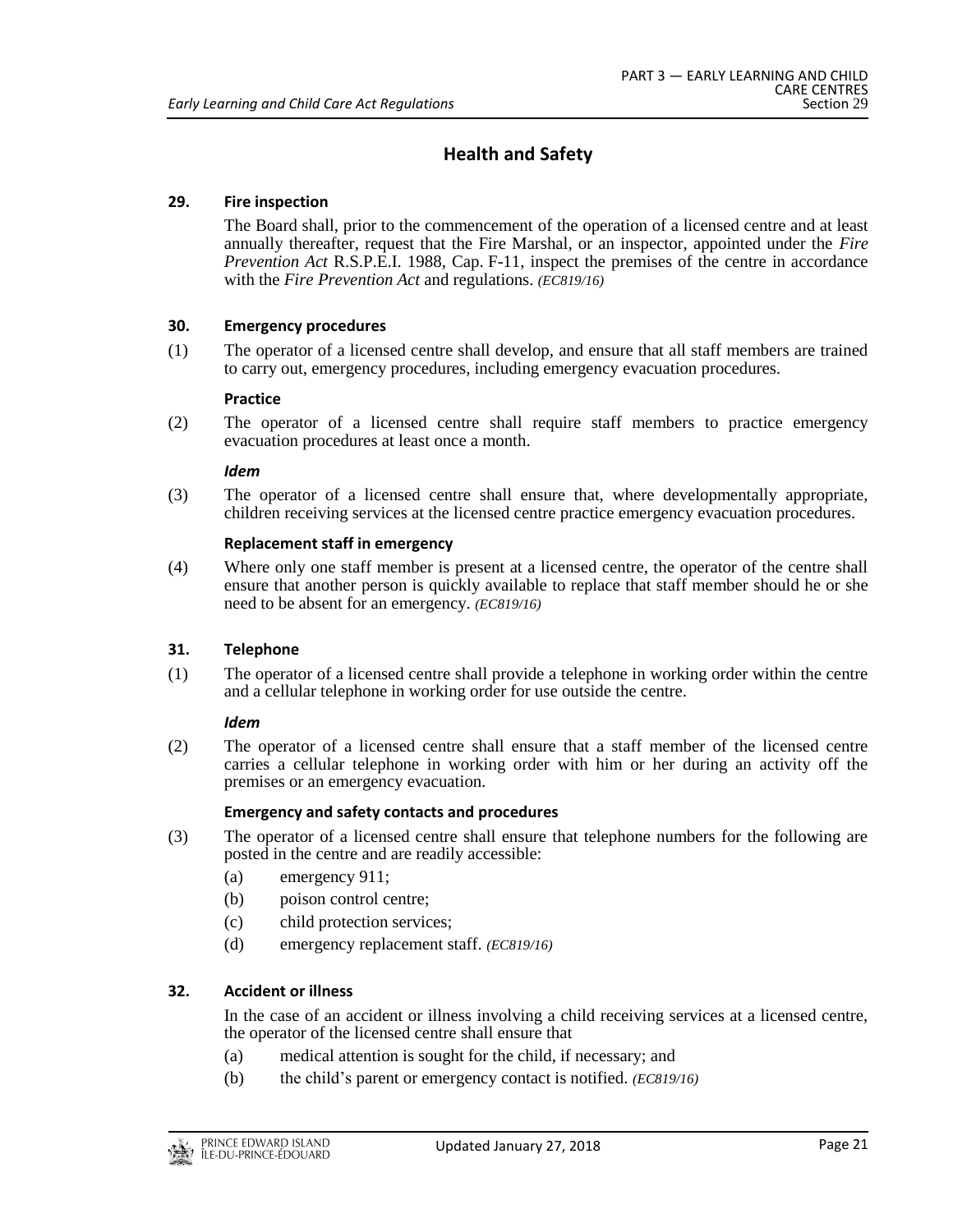## Health and Safety

**29. Fire inspection**

The Board shall, prior to the commencement of the operation of a licensed centre and at least annually thereafter, request that the Fire Marshal, or an inspector, appointed under the *Fire Prevention Act* R.S.P.E.I. 1988, Cap. F-11, inspect the premises of the centre in accordance with the *Fire Prevention Act* and regulations. *(EC819/16)*

**30. Emergency procedures**

(1) The operator of a licensed centre shall develop, and ensure that all staff members are trained to carry out, emergency procedures, including emergency evacuation procedures.

**Practice**

(2) The operator of a licensed centre shall require staff members to practice emergency evacuation procedures at least once a month.

***Idem***

(3) The operator of a licensed centre shall ensure that, where developmentally appropriate, children receiving services at the licensed centre practice emergency evacuation procedures.

**Replacement staff in emergency**

(4) Where only one staff member is present at a licensed centre, the operator of the centre shall ensure that another person is quickly available to replace that staff member should he or she need to be absent for an emergency. *(EC819/16)*

**31. Telephone**

(1) The operator of a licensed centre shall provide a telephone in working order within the centre and a cellular telephone in working order for use outside the centre.

***Idem***

(2) The operator of a licensed centre shall ensure that a staff member of the licensed centre carries a cellular telephone in working order with him or her during an activity off the premises or an emergency evacuation.

**Emergency and safety contacts and procedures**

(3) The operator of a licensed centre shall ensure that telephone numbers for the following are posted in the centre and are readily accessible:

(a) emergency 911;

(b) poison control centre;

(c) child protection services;

(d) emergency replacement staff. *(EC819/16)*

**32. Accident or illness**

In the case of an accident or illness involving a child receiving services at a licensed centre, the operator of the licensed centre shall ensure that

(a) medical attention is sought for the child, if necessary; and

(b) the child's parent or emergency contact is notified. *(EC819/16)*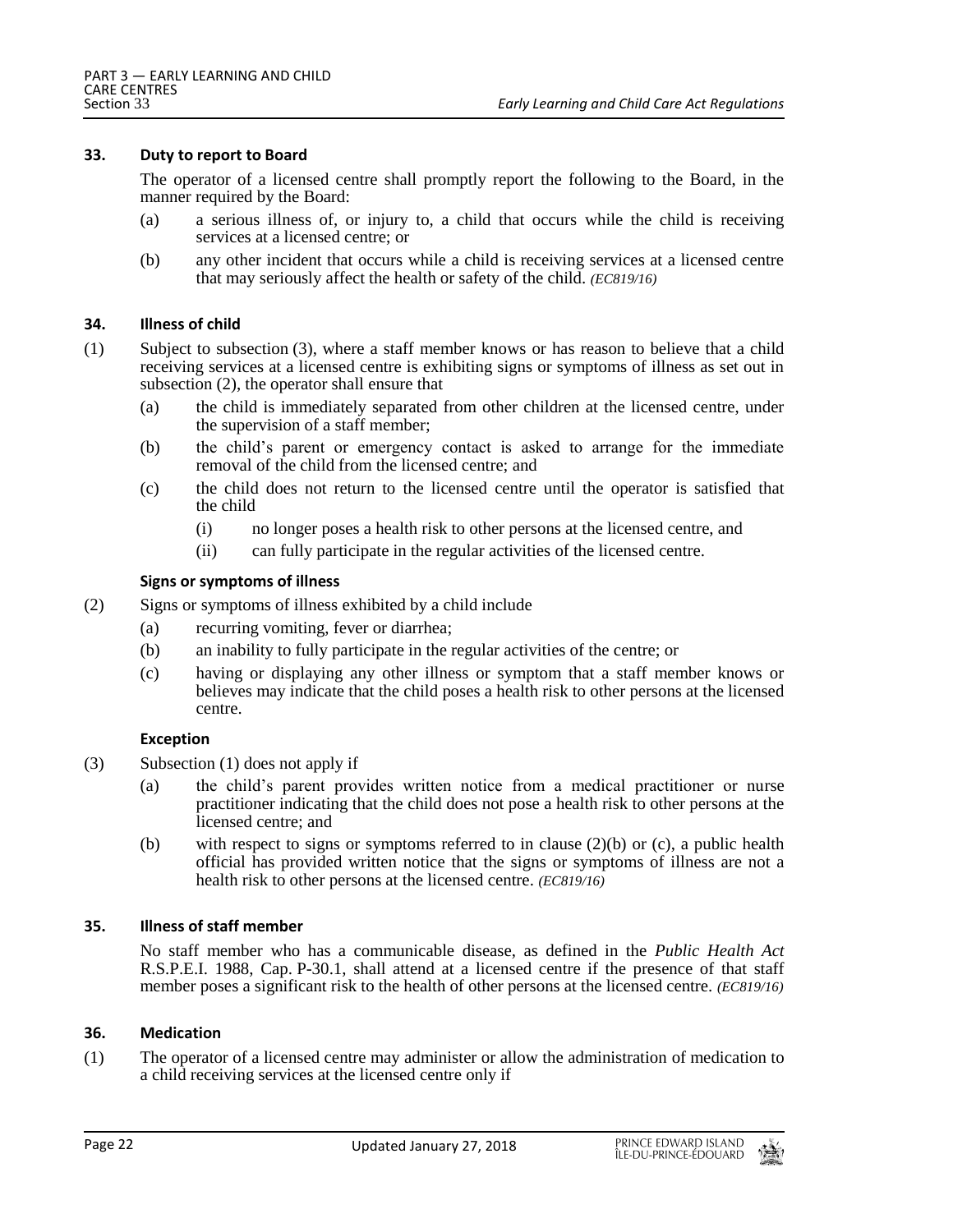### 33. Duty to report to Board

The operator of a licensed centre shall promptly report the following to the Board, in the manner required by the Board:

(a) a serious illness of, or injury to, a child that occurs while the child is receiving services at a licensed centre; or

(b) any other incident that occurs while a child is receiving services at a licensed centre that may seriously affect the health or safety of the child. *(EC819/16)*

### 34. Illness of child

(1) Subject to subsection (3), where a staff member knows or has reason to believe that a child receiving services at a licensed centre is exhibiting signs or symptoms of illness as set out in subsection (2), the operator shall ensure that

(a) the child is immediately separated from other children at the licensed centre, under the supervision of a staff member;

(b) the child's parent or emergency contact is asked to arrange for the immediate removal of the child from the licensed centre; and

(c) the child does not return to the licensed centre until the operator is satisfied that the child

(i) no longer poses a health risk to other persons at the licensed centre, and

(ii) can fully participate in the regular activities of the licensed centre.

**Signs or symptoms of illness**

(2) Signs or symptoms of illness exhibited by a child include

(a) recurring vomiting, fever or diarrhea;

(b) an inability to fully participate in the regular activities of the centre; or

(c) having or displaying any other illness or symptom that a staff member knows or believes may indicate that the child poses a health risk to other persons at the licensed centre.

**Exception**

(3) Subsection (1) does not apply if

(a) the child's parent provides written notice from a medical practitioner or nurse practitioner indicating that the child does not pose a health risk to other persons at the licensed centre; and

(b) with respect to signs or symptoms referred to in clause (2)(b) or (c), a public health official has provided written notice that the signs or symptoms of illness are not a health risk to other persons at the licensed centre. *(EC819/16)*

### 35. Illness of staff member

No staff member who has a communicable disease, as defined in the *Public Health Act* R.S.P.E.I. 1988, Cap. P-30.1, shall attend at a licensed centre if the presence of that staff member poses a significant risk to the health of other persons at the licensed centre. *(EC819/16)*

### 36. Medication

(1) The operator of a licensed centre may administer or allow the administration of medication to a child receiving services at the licensed centre only if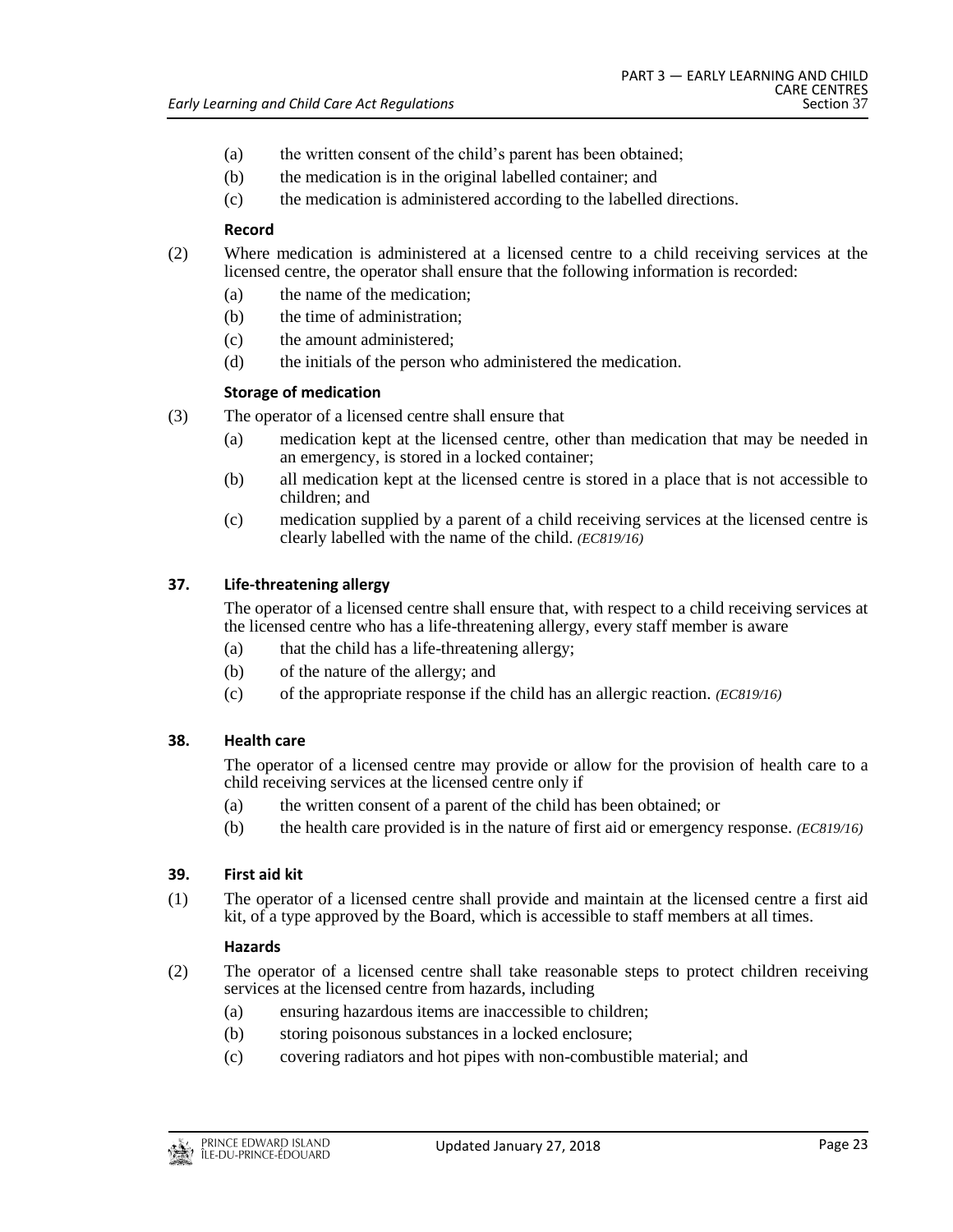(a) the written consent of the child's parent has been obtained;

(b) the medication is in the original labelled container; and

(c) the medication is administered according to the labelled directions.

**Record**

(2) Where medication is administered at a licensed centre to a child receiving services at the licensed centre, the operator shall ensure that the following information is recorded:

(a) the name of the medication;

(b) the time of administration;

(c) the amount administered;

(d) the initials of the person who administered the medication.

**Storage of medication**

(3) The operator of a licensed centre shall ensure that

(a) medication kept at the licensed centre, other than medication that may be needed in an emergency, is stored in a locked container;

(b) all medication kept at the licensed centre is stored in a place that is not accessible to children; and

(c) medication supplied by a parent of a child receiving services at the licensed centre is clearly labelled with the name of the child. *(EC819/16)*

### 37. Life-threatening allergy

The operator of a licensed centre shall ensure that, with respect to a child receiving services at the licensed centre who has a life-threatening allergy, every staff member is aware

(a) that the child has a life-threatening allergy;

(b) of the nature of the allergy; and

(c) of the appropriate response if the child has an allergic reaction. *(EC819/16)*

### 38. Health care

The operator of a licensed centre may provide or allow for the provision of health care to a child receiving services at the licensed centre only if

(a) the written consent of a parent of the child has been obtained; or

(b) the health care provided is in the nature of first aid or emergency response. *(EC819/16)*

### 39. First aid kit

(1) The operator of a licensed centre shall provide and maintain at the licensed centre a first aid kit, of a type approved by the Board, which is accessible to staff members at all times.

**Hazards**

(2) The operator of a licensed centre shall take reasonable steps to protect children receiving services at the licensed centre from hazards, including

(a) ensuring hazardous items are inaccessible to children;

(b) storing poisonous substances in a locked enclosure;

(c) covering radiators and hot pipes with non-combustible material; and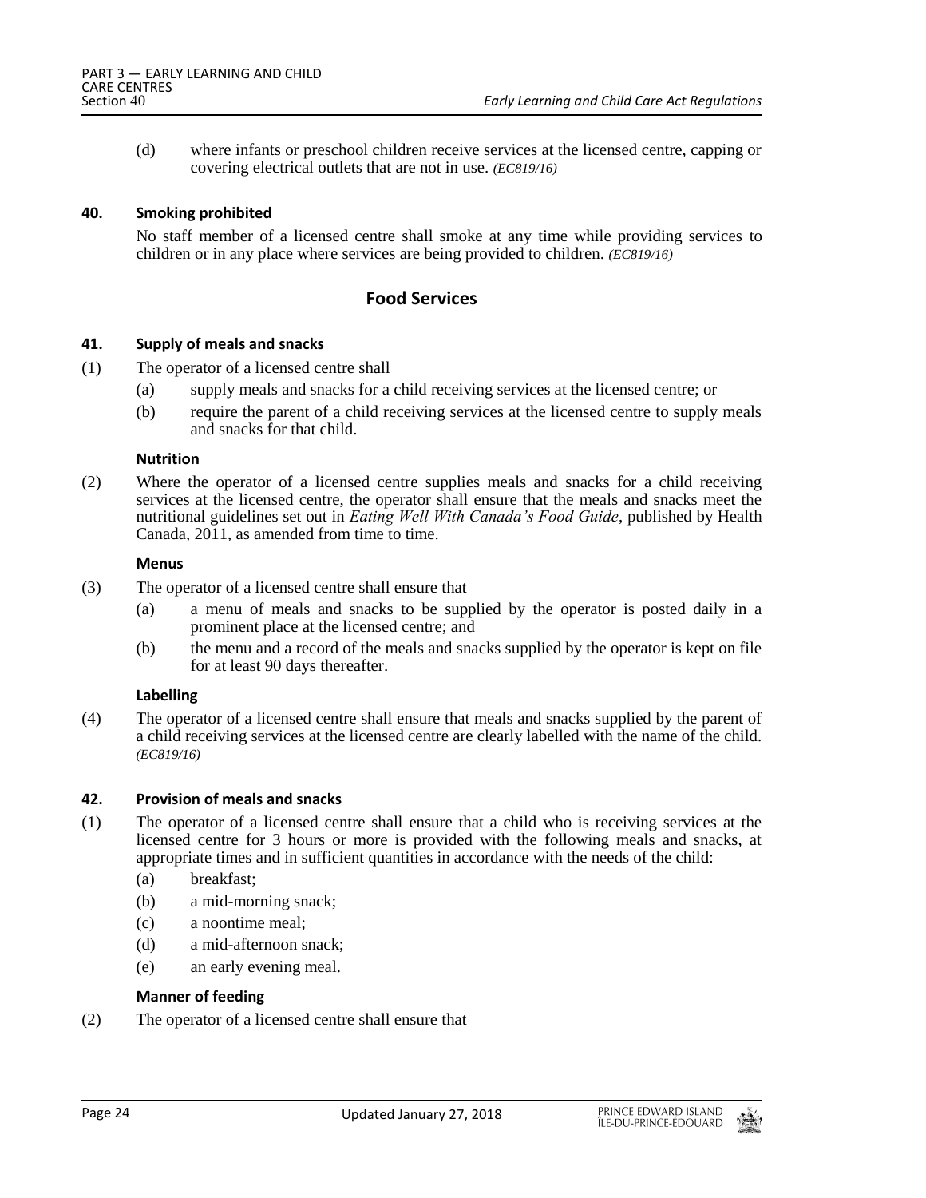(d) where infants or preschool children receive services at the licensed centre, capping or covering electrical outlets that are not in use. *(EC819/16)*

**40. Smoking prohibited**

No staff member of a licensed centre shall smoke at any time while providing services to children or in any place where services are being provided to children. *(EC819/16)*

## Food Services

**41. Supply of meals and snacks**

(1) The operator of a licensed centre shall

(a) supply meals and snacks for a child receiving services at the licensed centre; or

(b) require the parent of a child receiving services at the licensed centre to supply meals and snacks for that child.

**Nutrition**

(2) Where the operator of a licensed centre supplies meals and snacks for a child receiving services at the licensed centre, the operator shall ensure that the meals and snacks meet the nutritional guidelines set out in *Eating Well With Canada's Food Guide*, published by Health Canada, 2011, as amended from time to time.

**Menus**

(3) The operator of a licensed centre shall ensure that

(a) a menu of meals and snacks to be supplied by the operator is posted daily in a prominent place at the licensed centre; and

(b) the menu and a record of the meals and snacks supplied by the operator is kept on file for at least 90 days thereafter.

**Labelling**

(4) The operator of a licensed centre shall ensure that meals and snacks supplied by the parent of a child receiving services at the licensed centre are clearly labelled with the name of the child. *(EC819/16)*

**42. Provision of meals and snacks**

(1) The operator of a licensed centre shall ensure that a child who is receiving services at the licensed centre for 3 hours or more is provided with the following meals and snacks, at appropriate times and in sufficient quantities in accordance with the needs of the child:

(a) breakfast;

(b) a mid-morning snack;

(c) a noontime meal;

(d) a mid-afternoon snack;

(e) an early evening meal.

**Manner of feeding**

(2) The operator of a licensed centre shall ensure that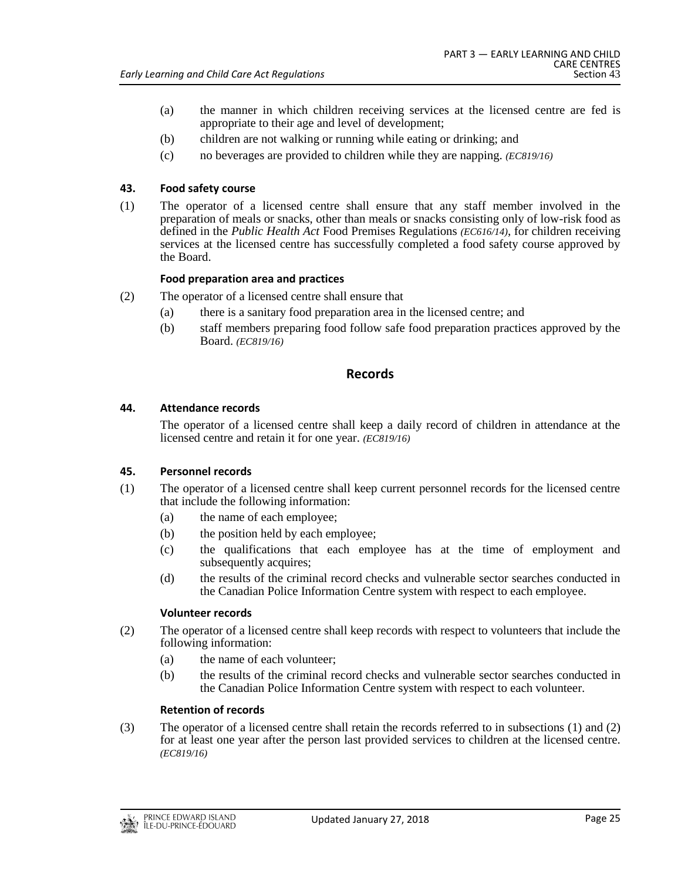(a) the manner in which children receiving services at the licensed centre are fed is appropriate to their age and level of development;

(b) children are not walking or running while eating or drinking; and

(c) no beverages are provided to children while they are napping. *(EC819/16)*

**43. Food safety course**

(1) The operator of a licensed centre shall ensure that any staff member involved in the preparation of meals or snacks, other than meals or snacks consisting only of low-risk food as defined in the *Public Health Act* Food Premises Regulations *(EC616/14)*, for children receiving services at the licensed centre has successfully completed a food safety course approved by the Board.

**Food preparation area and practices**

(2) The operator of a licensed centre shall ensure that

(a) there is a sanitary food preparation area in the licensed centre; and

(b) staff members preparing food follow safe food preparation practices approved by the Board. *(EC819/16)*

## Records

**44. Attendance records**

The operator of a licensed centre shall keep a daily record of children in attendance at the licensed centre and retain it for one year. *(EC819/16)*

**45. Personnel records**

(1) The operator of a licensed centre shall keep current personnel records for the licensed centre that include the following information:

(a) the name of each employee;

(b) the position held by each employee;

(c) the qualifications that each employee has at the time of employment and subsequently acquires;

(d) the results of the criminal record checks and vulnerable sector searches conducted in the Canadian Police Information Centre system with respect to each employee.

**Volunteer records**

(2) The operator of a licensed centre shall keep records with respect to volunteers that include the following information:

(a) the name of each volunteer;

(b) the results of the criminal record checks and vulnerable sector searches conducted in the Canadian Police Information Centre system with respect to each volunteer.

**Retention of records**

(3) The operator of a licensed centre shall retain the records referred to in subsections (1) and (2) for at least one year after the person last provided services to children at the licensed centre. *(EC819/16)*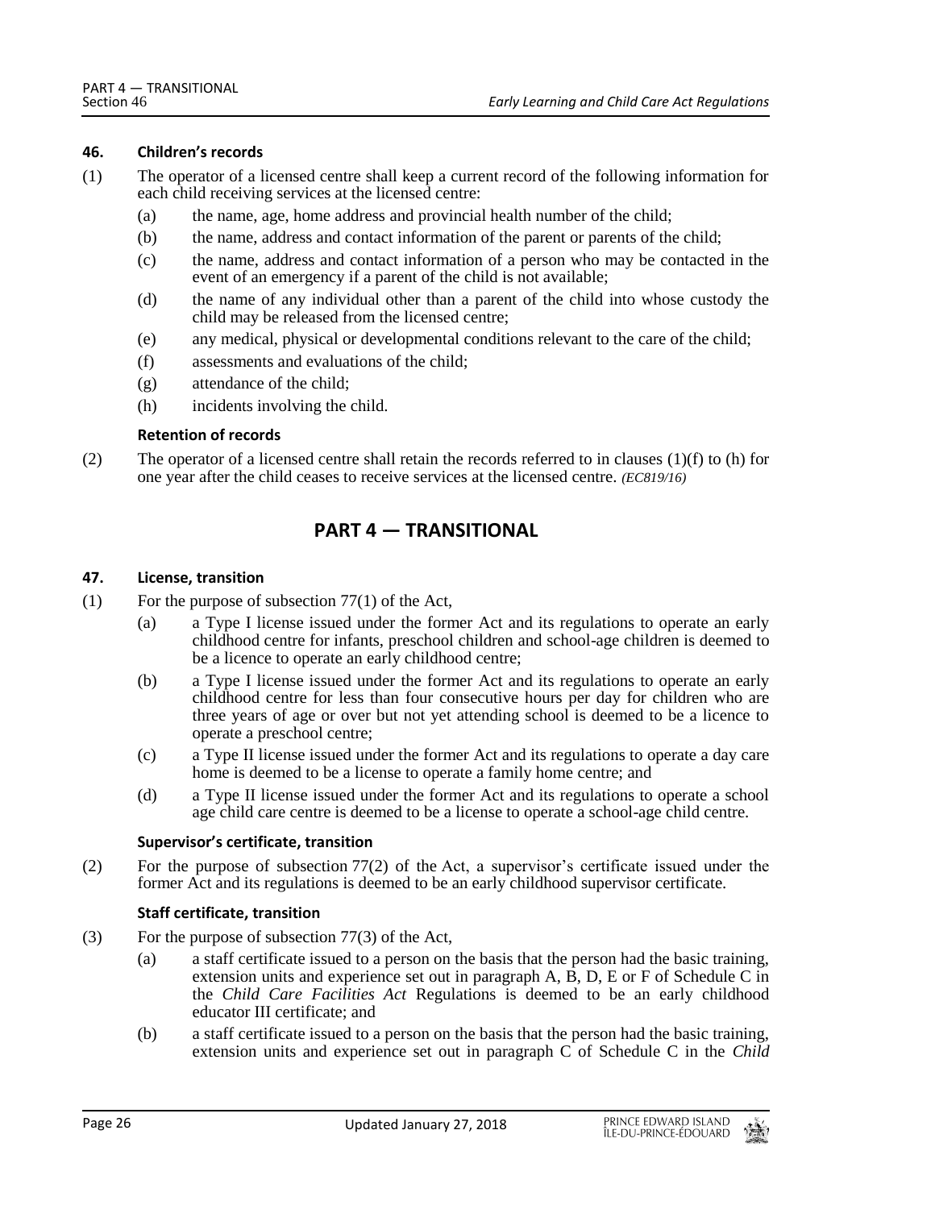### 46. Children's records

(1) The operator of a licensed centre shall keep a current record of the following information for each child receiving services at the licensed centre:

- (a) the name, age, home address and provincial health number of the child;
- (b) the name, address and contact information of the parent or parents of the child;
- (c) the name, address and contact information of a person who may be contacted in the event of an emergency if a parent of the child is not available;
- (d) the name of any individual other than a parent of the child into whose custody the child may be released from the licensed centre;
- (e) any medical, physical or developmental conditions relevant to the care of the child;
- (f) assessments and evaluations of the child;
- (g) attendance of the child;
- (h) incidents involving the child.

**Retention of records**

(2) The operator of a licensed centre shall retain the records referred to in clauses (1)(f) to (h) for one year after the child ceases to receive services at the licensed centre. *(EC819/16)*

## PART 4 — TRANSITIONAL

### 47. License, transition

(1) For the purpose of subsection 77(1) of the Act,

- (a) a Type I license issued under the former Act and its regulations to operate an early childhood centre for infants, preschool children and school-age children is deemed to be a licence to operate an early childhood centre;
- (b) a Type I license issued under the former Act and its regulations to operate an early childhood centre for less than four consecutive hours per day for children who are three years of age or over but not yet attending school is deemed to be a licence to operate a preschool centre;
- (c) a Type II license issued under the former Act and its regulations to operate a day care home is deemed to be a license to operate a family home centre; and
- (d) a Type II license issued under the former Act and its regulations to operate a school age child care centre is deemed to be a license to operate a school-age child centre.

**Supervisor's certificate, transition**

(2) For the purpose of subsection 77(2) of the Act, a supervisor's certificate issued under the former Act and its regulations is deemed to be an early childhood supervisor certificate.

**Staff certificate, transition**

(3) For the purpose of subsection 77(3) of the Act,

- (a) a staff certificate issued to a person on the basis that the person had the basic training, extension units and experience set out in paragraph A, B, D, E or F of Schedule C in the *Child Care Facilities Act* Regulations is deemed to be an early childhood educator III certificate; and
- (b) a staff certificate issued to a person on the basis that the person had the basic training, extension units and experience set out in paragraph C of Schedule C in the *Child*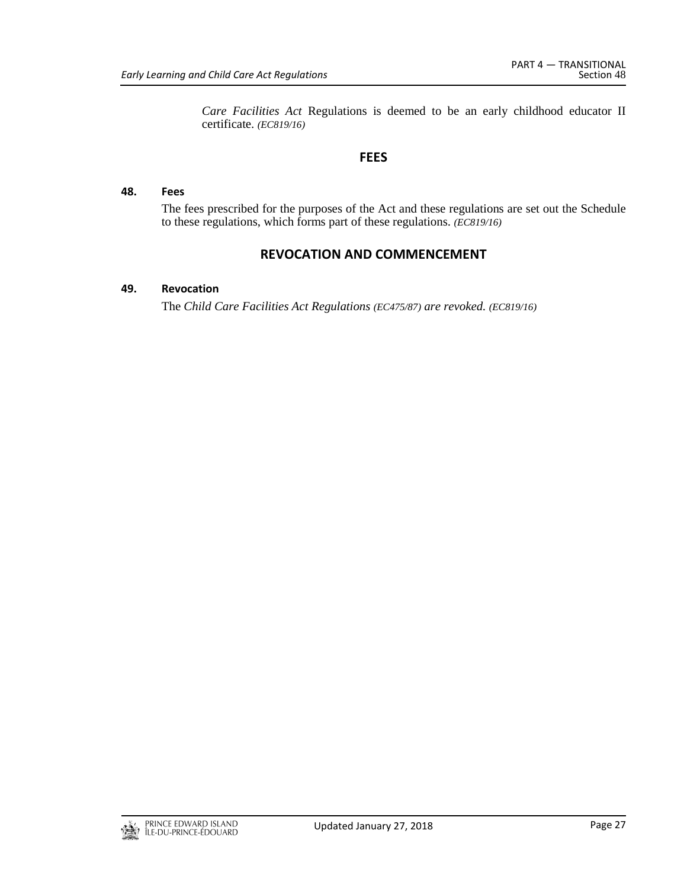*Care Facilities Act* Regulations is deemed to be an early childhood educator II certificate. *(EC819/16)*

## FEES

**48. Fees**

The fees prescribed for the purposes of the Act and these regulations are set out the Schedule to these regulations, which forms part of these regulations. *(EC819/16)*

## REVOCATION AND COMMENCEMENT

**49. Revocation**

The *Child Care Facilities Act Regulations (EC475/87) are revoked. (EC819/16)*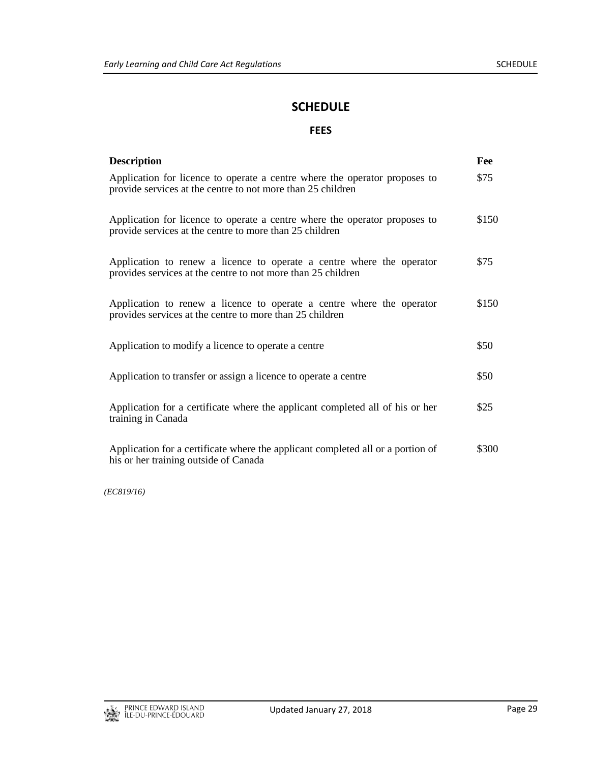# SCHEDULE

## FEES

| Description | Fee |
|---|---|
| Application for licence to operate a centre where the operator proposes to provide services at the centre to not more than 25 children | $75 |
| Application for licence to operate a centre where the operator proposes to provide services at the centre to more than 25 children | $150 |
| Application to renew a licence to operate a centre where the operator provides services at the centre to not more than 25 children | $75 |
| Application to renew a licence to operate a centre where the operator provides services at the centre to more than 25 children | $150 |
| Application to modify a licence to operate a centre | $50 |
| Application to transfer or assign a licence to operate a centre | $50 |
| Application for a certificate where the applicant completed all of his or her training in Canada | $25 |
| Application for a certificate where the applicant completed all or a portion of his or her training outside of Canada | $300 |

*(EC819/16)*